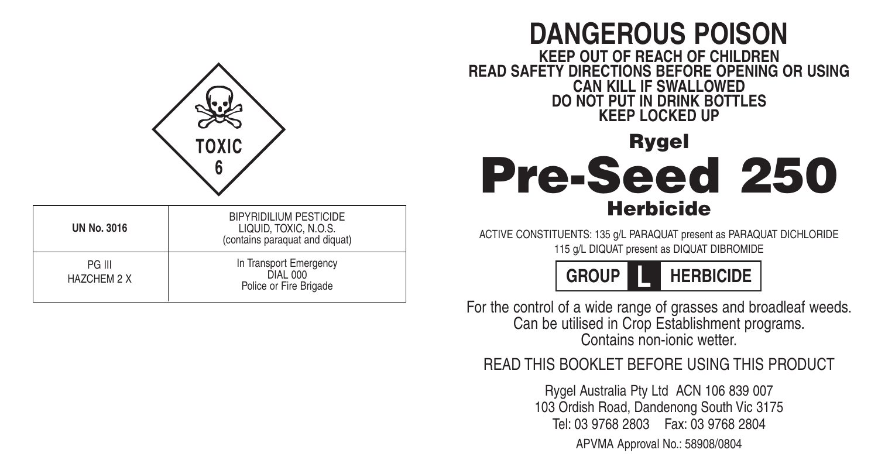TOXIC
6

| | |
|---|---|
| **UN No. 3016** | BIPYRIDILIUM PESTICIDE LIQUID, TOXIC, N.O.S. (contains paraquat and diquat) |
| PG III HAZCHEM 2 X | In Transport Emergency DIAL 000 Police or Fire Brigade |

# DANGEROUS POISON

**KEEP OUT OF REACH OF CHILDREN**
**READ SAFETY DIRECTIONS BEFORE OPENING OR USING**
**CAN KILL IF SWALLOWED**
**DO NOT PUT IN DRINK BOTTLES**
**KEEP LOCKED UP**

## Rygel

# Pre-Seed 250

## Herbicide

ACTIVE CONSTITUENTS: 135 g/L PARAQUAT present as PARAQUAT DICHLORIDE
115 g/L DIQUAT present as DIQUAT DIBROMIDE

**GROUP L HERBICIDE**

For the control of a wide range of grasses and broadleaf weeds.
Can be utilised in Crop Establishment programs.
Contains non-ionic wetter.

READ THIS BOOKLET BEFORE USING THIS PRODUCT

Rygel Australia Pty Ltd ACN 106 839 007
103 Ordish Road, Dandenong South Vic 3175
Tel: 03 9768 2803 Fax: 03 9768 2804

APVMA Approval No.: 58908/0804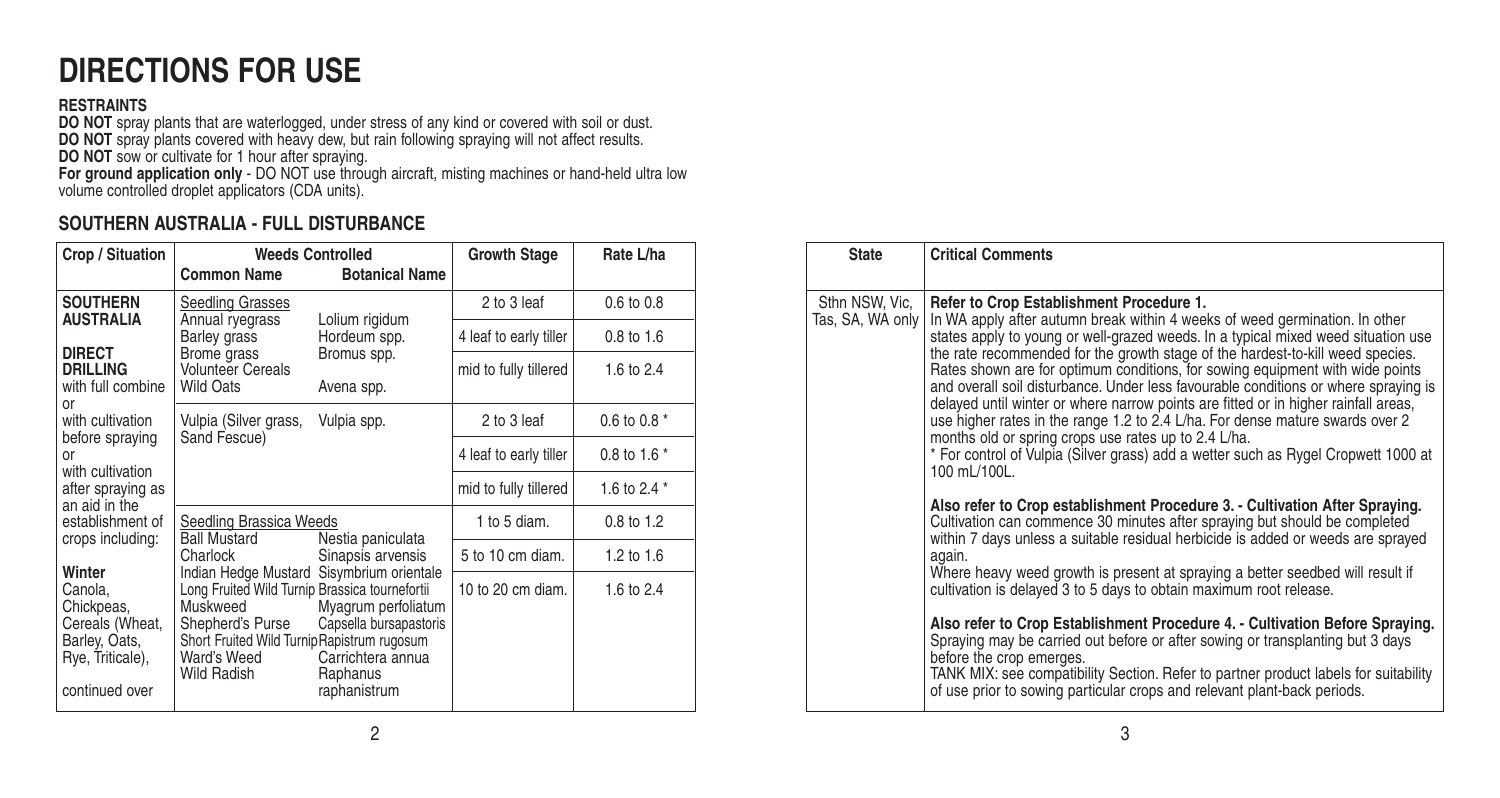# DIRECTIONS FOR USE

**RESTRAINTS**

**DO NOT** spray plants that are waterlogged, under stress of any kind or covered with soil or dust.
**DO NOT** spray plants covered with heavy dew, but rain following spraying will not affect results.
**DO NOT** sow or cultivate for 1 hour after spraying.
**For ground application only** - DO NOT use through aircraft, misting machines or hand-held ultra low volume controlled droplet applicators (CDA units).

## SOUTHERN AUSTRALIA - FULL DISTURBANCE

| Crop / Situation | Weeds Controlled | | Growth Stage | Rate L/ha |
|---|---|---|---|---|
| | **Common Name** | **Botanical Name** | | |
| **SOUTHERN AUSTRALIA** **DIRECT DRILLING** with full combine or with cultivation before spraying or with cultivation after spraying as an aid in the establishment of crops including: | Seedling Grasses Annual ryegrass Barley grass Brome grass Volunteer Cereals Wild Oats | Lolium rigidum Hordeum spp. Bromus spp. Avena spp. | 2 to 3 leaf | 0.6 to 0.8 |
| | | | 4 leaf to early tiller | 0.8 to 1.6 |
| | | | mid to fully tillered | 1.6 to 2.4 |
| | Vulpia (Silver grass, Sand Fescue) | Vulpia spp. | 2 to 3 leaf | 0.6 to 0.8 * |
| | | | 4 leaf to early tiller | 0.8 to 1.6 * |
| | | | mid to fully tillered | 1.6 to 2.4 * |
| **Winter** Canola, Chickpeas, Cereals (Wheat, Barley, Oats, Rye, Triticale), continued over | Seedling Brassica Weeds Ball Mustard Charlock Indian Hedge Mustard Long Fruited Wild Turnip Muskweed Shepherd's Purse Short Fruited Wild Turnip Ward's Weed Wild Radish | Nestia paniculata Sinapsis arvensis Sisymbrium orientale Brassica tournefortii Myagrum perfoliatum Capsella bursapastoris Rapistrum rugosum Carrichtera annua Raphanus raphanistrum | 1 to 5 diam. | 0.8 to 1.2 |
| | | | 5 to 10 cm diam. | 1.2 to 1.6 |
| | | | 10 to 20 cm diam. | 1.6 to 2.4 |

| State | Critical Comments |
|---|---|
| Sthn NSW, Vic, Tas, SA, WA only | **Refer to Crop Establishment Procedure 1.** In WA apply after autumn break within 4 weeks of weed germination. In other states apply to young or well-grazed weeds. In a typical mixed weed situation use the rate recommended for the growth stage of the hardest-to-kill weed species. Rates shown are for optimum conditions, for sowing equipment with wide points and overall soil disturbance. Under less favourable conditions or where spraying is delayed until winter or where narrow points are fitted or in higher rainfall areas, use higher rates in the range 1.2 to 2.4 L/ha. For dense mature swards over 2 months old or spring crops use rates up to 2.4 L/ha. * For control of Vulpia (Silver grass) add a wetter such as Rygel Cropwett 1000 at 100 mL/100L. **Also refer to Crop establishment Procedure 3. - Cultivation After Spraying.** Cultivation can commence 30 minutes after spraying but should be completed within 7 days unless a suitable residual herbicide is added or weeds are sprayed again. Where heavy weed growth is present at spraying a better seedbed will result if cultivation is delayed 3 to 5 days to obtain maximum root release. **Also refer to Crop Establishment Procedure 4. - Cultivation Before Spraying.** Spraying may be carried out before or after sowing or transplanting but 3 days before the crop emerges. TANK MIX: see compatibility Section. Refer to partner product labels for suitability of use prior to sowing particular crops and relevant plant-back periods. |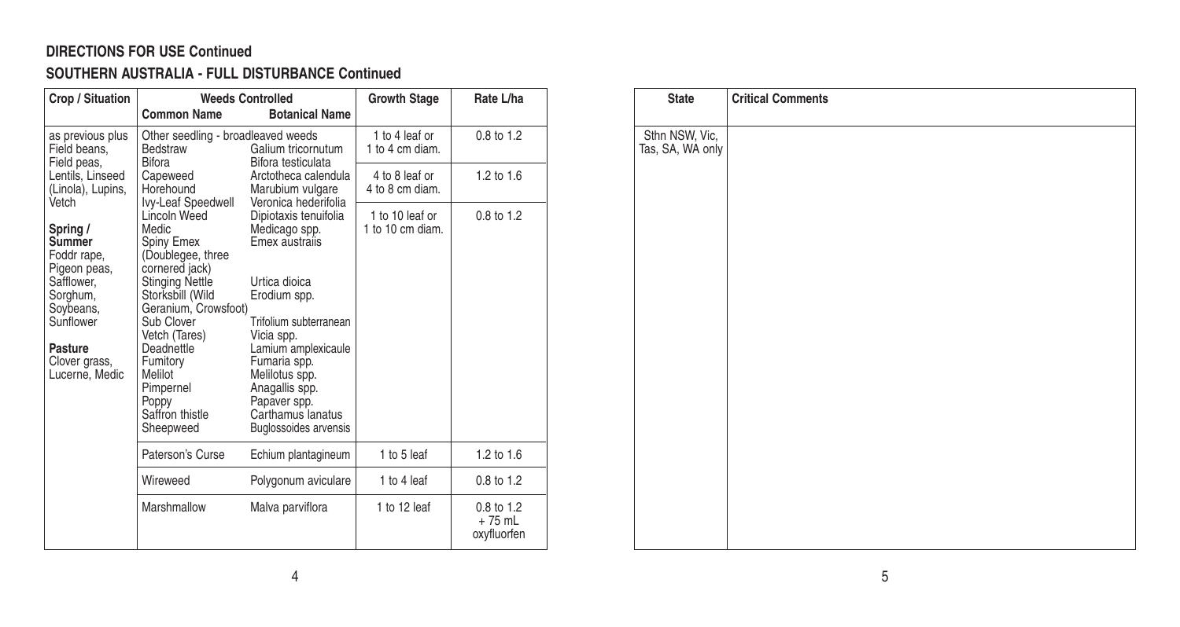## DIRECTIONS FOR USE Continued

### SOUTHERN AUSTRALIA - FULL DISTURBANCE Continued

| Crop / Situation | Weeds Controlled | | Growth Stage | Rate L/ha | State | Critical Comments |
|---|---|---|---|---|---|---|
| | Common Name | Botanical Name | | | | |
| as previous plus Field beans, Field peas, Lentils, Linseed (Linola), Lupins, Vetch<br><br>**Spring / Summer** Foddr rape, Pigeon peas, Safflower, Sorghum, Soybeans, Sunflower<br><br>**Pasture** Clover grass, Lucerne, Medic | Other seedling - broadleaved weeds<br>Bedstraw<br>Bifora<br>Capeweed<br>Horehound<br>Ivy-Leaf Speedwell<br>Lincoln Weed<br>Medic<br>Spiny Emex (Doublegee, three cornered jack)<br>Stinging Nettle<br>Storksbill (Wild Geranium, Crowsfoot)<br>Sub Clover<br>Vetch (Tares)<br>Deadnettle<br>Fumitory<br>Melilot<br>Pimpernel<br>Poppy<br>Saffron thistle<br>Sheepweed | <br>Galium tricornutum<br>Bifora testiculata<br>Arctotheca calendula<br>Marubium vulgare<br>Veronica hederifolia<br>Dipiotaxis tenuifolia<br>Medicago spp.<br>Emex australis<br><br>Urtica dioica<br>Erodium spp.<br><br>Trifolium subterranean<br>Vicia spp.<br>Lamium amplexicaule<br>Fumaria spp.<br>Melilotus spp.<br>Anagallis spp.<br>Papaver spp.<br>Carthamus lanatus<br>Buglossoides arvensis | 1 to 4 leaf or 1 to 4 cm diam.<br><br>4 to 8 leaf or 4 to 8 cm diam.<br><br>1 to 10 leaf or 1 to 10 cm diam. | 0.8 to 1.2<br><br>1.2 to 1.6<br><br>0.8 to 1.2 | Sthn NSW, Vic, Tas, SA, WA only | |
| | Paterson's Curse | Echium plantagineum | 1 to 5 leaf | 1.2 to 1.6 | | |
| | Wireweed | Polygonum aviculare | 1 to 4 leaf | 0.8 to 1.2 | | |
| | Marshmallow | Malva parviflora | 1 to 12 leaf | 0.8 to 1.2 + 75 mL oxyfluorfen | | |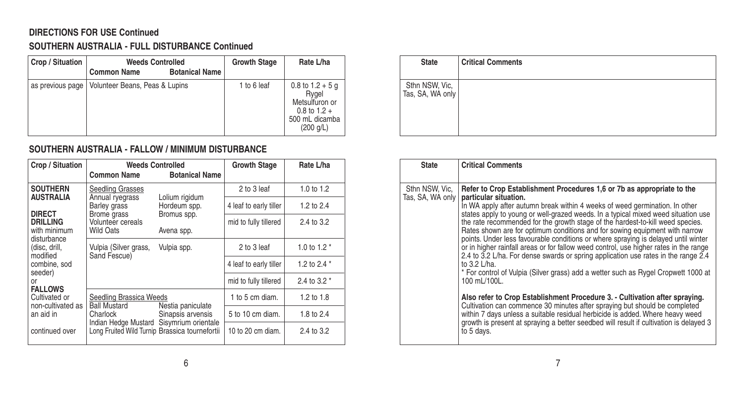**DIRECTIONS FOR USE Continued**

**SOUTHERN AUSTRALIA - FULL DISTURBANCE Continued**

| Crop / Situation | Weeds Controlled Common Name | Botanical Name | Growth Stage | Rate L/ha | State | Critical Comments |
|---|---|---|---|---|---|---|
| as previous page | Volunteer Beans, Peas & Lupins | | 1 to 6 leaf | 0.8 to 1.2 + 5 g Rygel Metsulfuron or 0.8 to 1.2 + 500 mL dicamba (200 g/L) | Sthn NSW, Vic, Tas, SA, WA only | |

**SOUTHERN AUSTRALIA - FALLOW / MINIMUM DISTURBANCE**

| Crop / Situation | Weeds Controlled Common Name | Botanical Name | Growth Stage | Rate L/ha | State | Critical Comments |
|---|---|---|---|---|---|---|
| **SOUTHERN AUSTRALIA** **DIRECT DRILLING** with minimum disturbance (disc, drill, modified combine, sod seeder) or **FALLOWS** Cultivated or non-cultivated as an aid in continued over | Seedling Grasses Annual ryegrass Barley grass Brome grass Volunteer cereals Wild Oats | Lolium rigidum Hordeum spp. Bromus spp. Avena spp. | 2 to 3 leaf | 1.0 to 1.2 | Sthn NSW, Vic, Tas, SA, WA only | **Refer to Crop Establishment Procedures 1,6 or 7b as appropriate to the particular situation.** In WA apply after autumn break within 4 weeks of weed germination. In other states apply to young or well-grazed weeds. In a typical mixed weed situation use the rate recommended for the growth stage of the hardest-to-kill weed species. Rates shown are for optimum conditions and for sowing equipment with narrow points. Under less favourable conditions or where spraying is delayed until winter or in higher rainfall areas or for fallow weed control, use higher rates in the range 2.4 to 3.2 L/ha. For dense swards or spring application use rates in the range 2.4 to 3.2 L/ha. * For control of Vulpia (Silver grass) add a wetter such as Rygel Cropwett 1000 at 100 mL/100L. **Also refer to Crop Establishment Procedure 3. - Cultivation after spraying.** Cultivation can commence 30 minutes after spraying but should be completed within 7 days unless a suitable residual herbicide is added. Where heavy weed growth is present at spraying a better seedbed will result if cultivation is delayed 3 to 5 days. |
| | | | 4 leaf to early tiller | 1.2 to 2.4 | | |
| | | | mid to fully tillered | 2.4 to 3.2 | | |
| | Vulpia (Silver grass, Sand Fescue) | Vulpia spp. | 2 to 3 leaf | 1.0 to 1.2 * | | |
| | | | 4 leaf to early tiller | 1.2 to 2.4 * | | |
| | | | mid to fully tillered | 2.4 to 3.2 * | | |
| | Seedling Brassica Weeds Ball Mustard Charlock Indian Hedge Mustard Long Fruited Wild Turnip | Nestia paniculate Sinapsis arvensis Sisymrium orientale Brassica tournefortii | 1 to 5 cm diam. | 1.2 to 1.8 | | |
| | | | 5 to 10 cm diam. | 1.8 to 2.4 | | |
| | | | 10 to 20 cm diam. | 2.4 to 3.2 | | |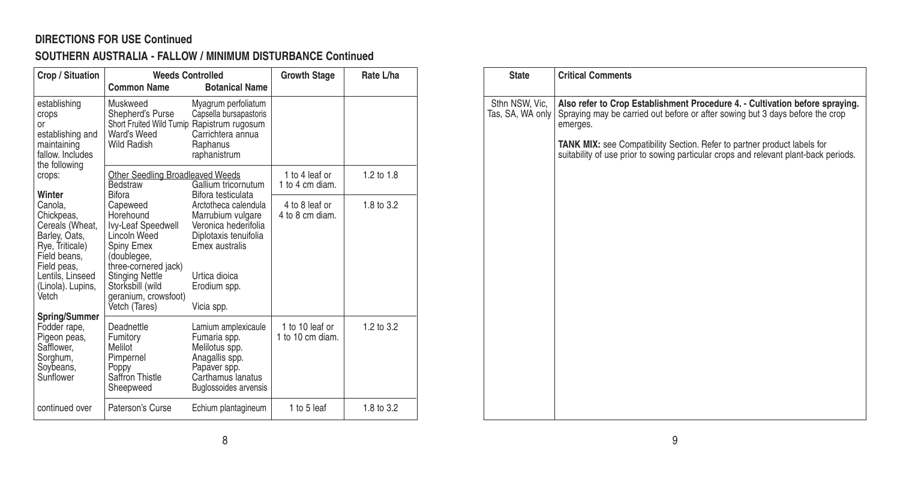**DIRECTIONS FOR USE Continued**

**SOUTHERN AUSTRALIA - FALLOW / MINIMUM DISTURBANCE Continued**

| Crop / Situation | Weeds Controlled | | Growth Stage | Rate L/ha | State | Critical Comments |
|---|---|---|---|---|---|---|
| | Common Name | Botanical Name | | | | |
| establishing crops or establishing and maintaining fallow. Includes the following crops: | Muskweed<br>Shepherd's Purse<br>Short Fruited Wild Turnip<br>Ward's Weed<br>Wild Radish | Myagrum perfoliatum<br>Capsella bursapastoris<br>Rapistrum rugosum<br>Carrichtera annua<br>Raphanus raphanistrum | | | Sthn NSW, Vic, Tas, SA, WA only | **Also refer to Crop Establishment Procedure 4. - Cultivation before spraying.** Spraying may be carried out before or after sowing but 3 days before the crop emerges.<br><br>**TANK MIX:** see Compatibility Section. Refer to partner product labels for suitability of use prior to sowing particular crops and relevant plant-back periods. |
| **Winter**<br>Canola, Chickpeas, Cereals (Wheat, Barley, Oats, Rye, Triticale) Field beans, Field peas, Lentils, Linseed (Linola). Lupins, Vetch | Other Seedling Broadleaved Weeds<br>Bedstraw<br>Bifora<br>Capeweed<br>Horehound<br>Ivy-Leaf Speedwell<br>Lincoln Weed<br>Spiny Emex (doublegee, three-cornered jack)<br>Stinging Nettle<br>Storksbill (wild geranium, crowsfoot)<br>Vetch (Tares) | Gallium tricornutum<br>Bifora testiculata<br>Arctotheca calendula<br>Marrubium vulgare<br>Veronica hederifolia<br>Diplotaxis tenuifolia<br>Emex australis<br>Urtica dioica<br>Erodium spp.<br>Vicia spp. | 1 to 4 leaf or 1 to 4 cm diam.<br><br>4 to 8 leaf or 4 to 8 cm diam. | 1.2 to 1.8<br><br>1.8 to 3.2 | | |
| **Spring/Summer**<br>Fodder rape, Pigeon peas, Safflower, Sorghum, Soybeans, Sunflower | Deadnettle<br>Fumitory<br>Melilot<br>Pimpernel<br>Poppy<br>Saffron Thistle<br>Sheepweed | Lamium amplexicaule<br>Fumaria spp.<br>Melilotus spp.<br>Anagallis spp.<br>Papaver spp.<br>Carthamus lanatus<br>Buglossoides arvensis | 1 to 10 leaf or 1 to 10 cm diam. | 1.2 to 3.2 | | |
| continued over | Paterson's Curse | Echium plantagineum | 1 to 5 leaf | 1.8 to 3.2 | | |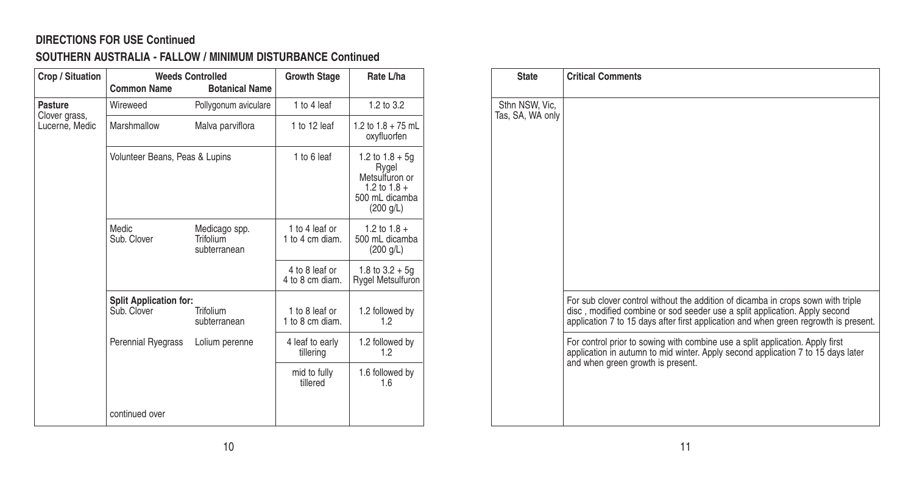**DIRECTIONS FOR USE Continued**

**SOUTHERN AUSTRALIA - FALLOW / MINIMUM DISTURBANCE Continued**

| Crop / Situation | Weeds Controlled Common Name | Weeds Controlled Botanical Name | Growth Stage | Rate L/ha | State | Critical Comments |
|---|---|---|---|---|---|---|
| **Pasture** Clover grass, Lucerne, Medic | Wireweed | Pollygonum aviculare | 1 to 4 leaf | 1.2 to 3.2 | Sthn NSW, Vic, Tas, SA, WA only | |
| | Marshmallow | Malva parviflora | 1 to 12 leaf | 1.2 to 1.8 + 75 mL oxyfluorfen | | |
| | Volunteer Beans, Peas & Lupins | | 1 to 6 leaf | 1.2 to 1.8 + 5g Rygel Metsulfuron or 1.2 to 1.8 + 500 mL dicamba (200 g/L) | | |
| | Medic Sub. Clover | Medicago spp. Trifolium subterranean | 1 to 4 leaf or 1 to 4 cm diam. | 1.2 to 1.8 + 500 mL dicamba (200 g/L) | | |
| | | | 4 to 8 leaf or 4 to 8 cm diam. | 1.8 to 3.2 + 5g Rygel Metsulfuron | | |
| | **Split Application for:** Sub. Clover | Trifolium subterranean | 1 to 8 leaf or 1 to 8 cm diam. | 1.2 followed by 1.2 | | For sub clover control without the addition of dicamba in crops sown with triple disc , modified combine or sod seeder use a split application. Apply second application 7 to 15 days after first application and when green regrowth is present. |
| | Perennial Ryegrass | Lolium perenne | 4 leaf to early tillering | 1.2 followed by 1.2 | | For control prior to sowing with combine use a split application. Apply first application in autumn to mid winter. Apply second application 7 to 15 days later and when green growth is present. |
| | | | mid to fully tillered | 1.6 followed by 1.6 | | |
| | continued over | | | | | |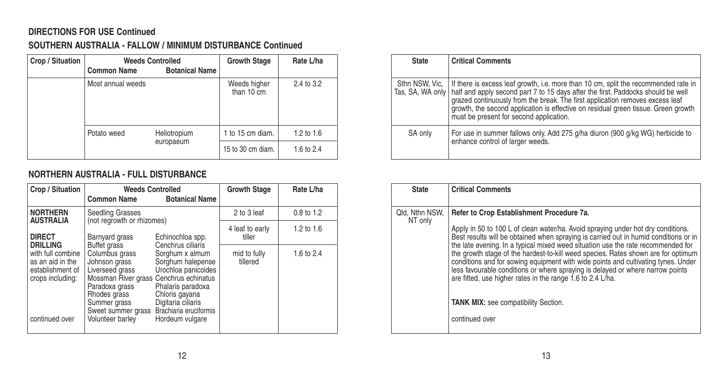## DIRECTIONS FOR USE Continued

### SOUTHERN AUSTRALIA - FALLOW / MINIMUM DISTURBANCE Continued

| Crop / Situation | Weeds Controlled – Common Name | Weeds Controlled – Botanical Name | Growth Stage | Rate L/ha | State | Critical Comments |
|---|---|---|---|---|---|---|
| | Most annual weeds | | Weeds higher than 10 cm | 2.4 to 3.2 | Sthn NSW, Vic, Tas, SA, WA only | If there is excess leaf growth, i.e. more than 10 cm, split the recommended rate in half and apply second part 7 to 15 days after the first. Paddocks should be well grazed continuously from the break. The first application removes excess leaf growth, the second application is effective on residual green tissue. Green growth must be present for second application. |
| | Potato weed | Heliotropium europaeum | 1 to 15 cm diam. | 1.2 to 1.6 | SA only | For use in summer fallows only. Add 275 g/ha diuron (900 g/kg WG) herbicide to enhance control of larger weeds. |
| | | | 15 to 30 cm diam. | 1.6 to 2.4 | | |

### NORTHERN AUSTRALIA - FULL DISTURBANCE

| Crop / Situation | Weeds Controlled – Common Name | Weeds Controlled – Botanical Name | Growth Stage | Rate L/ha | State | Critical Comments |
|---|---|---|---|---|---|---|
| **NORTHERN AUSTRALIA**<br><br>**DIRECT DRILLING** with full combine as an aid in the establishment of crops including:<br><br>continued over | Seedling Grasses (not regrowth or rhizomes) | | 2 to 3 leaf | 0.8 to 1.2 | Qld, Nthn NSW, NT only | **Refer to Crop Establishment Procedure 7a.**<br><br>Apply in 50 to 100 L of clean water/ha. Avoid spraying under hot dry conditions. Best results will be obtained when spraying is carried out in humid conditions or in the late evening. In a typical mixed weed situation use the rate recommended for the growth stage of the hardest-to-kill weed species. Rates shown are for optimum conditions and for sowing equipment with wide points and cultivating tynes. Under less favourable conditions or where spraying is delayed or where narrow points are fitted, use higher rates in the range 1.6 to 2.4 L/ha.<br><br>**TANK MIX:** see compatibility Section.<br><br>continued over |
| | Barnyard grass<br>Buffet grass<br>Columbus grass<br>Johnson grass<br>Liverseed grass<br>Mossman River grass<br>Paradoxa grass<br>Rhodes grass<br>Summer grass<br>Sweet summer grass<br>Volunteer barley | Echinochloa spp.<br>Cenchrus ciliaris<br>Sorghum x almum<br>Sorghum halepense<br>Urochloa panicoides<br>Cenchrus echinatus<br>Phalaris paradoxa<br>Chloris gayana<br>Digitaria ciliaris<br>Brachiaria eruciformis<br>Hordeum vulgare | 4 leaf to early tiller | 1.2 to 1.6 | | |
| | | | mid to fully tillered | 1.6 to 2.4 | | |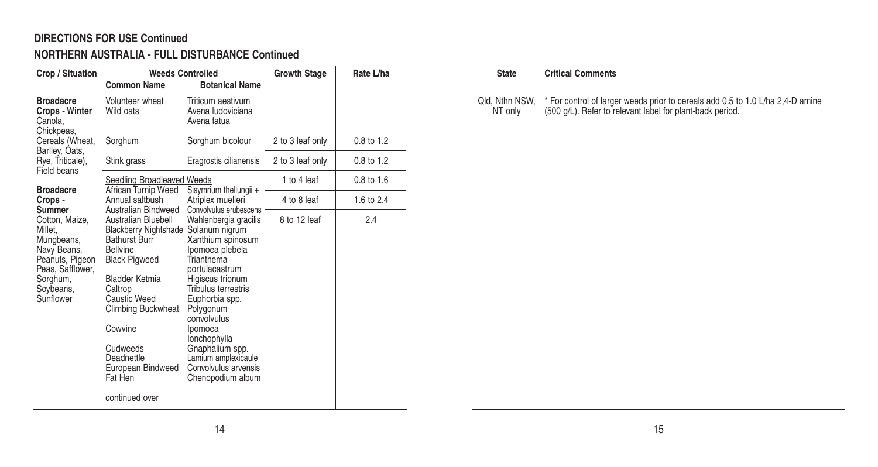## DIRECTIONS FOR USE Continued

### NORTHERN AUSTRALIA - FULL DISTURBANCE Continued

| Crop / Situation | Weeds Controlled | | Growth Stage | Rate L/ha |
|---|---|---|---|---|
| | **Common Name** | **Botanical Name** | | |
| **Broadacre Crops - Winter** Canola, Chickpeas, Cereals (Wheat, Barlley, Oats, Rye, Triticale), Field beans | Volunteer wheat<br>Wild oats | Triticum aestivum<br>Avena ludoviciana<br>Avena fatua | | |
| | Sorghum | Sorghum bicolour | 2 to 3 leaf only | 0.8 to 1.2 |
| | Stink grass | Eragrostis cilianensis | 2 to 3 leaf only | 0.8 to 1.2 |
| **Broadacre Crops - Summer** Cotton, Maize, Millet, Mungbeans, Navy Beans, Peanuts, Pigeon Peas, Safflower, Sorghum, Soybeans, Sunflower | Seedling Broadleaved Weeds | | 1 to 4 leaf | 0.8 to 1.6 |
| | African Turnip Weed<br>Annual saltbush<br>Australian Bindweed<br>Australian Bluebell<br>Blackberry Nightshade<br>Bathurst Burr<br>Bellvine<br>Black Pigweed<br>Bladder Ketmia<br>Caltrop<br>Caustic Weed<br>Climbing Buckwheat<br>Cowvine<br>Cudweeds<br>Deadnettle<br>European Bindweed<br>Fat Hen<br>continued over | Sisymrium thellungii +<br>Atriplex muelleri<br>Convolvulus erubescens<br>Wahlenbergia gracilis<br>Solanum nigrum<br>Xanthium spinosum<br>Ipomoea plebela<br>Trianthema portulacastrum<br>Higiscus trionum<br>Tribulus terrestris<br>Euphorbia spp.<br>Polygonum convolvulus<br>Ipomoea lonchophylla<br>Gnaphalium spp.<br>Lamium amplexicaule<br>Convolvulus arvensis<br>Chenopodium album | 4 to 8 leaf<br>8 to 12 leaf | 1.6 to 2.4<br>2.4 |

| State | Critical Comments |
|---|---|
| Qld, Nthn NSW, NT only | * For control of larger weeds prior to cereals add 0.5 to 1.0 L/ha 2,4-D amine (500 g/L). Refer to relevant label for plant-back period. |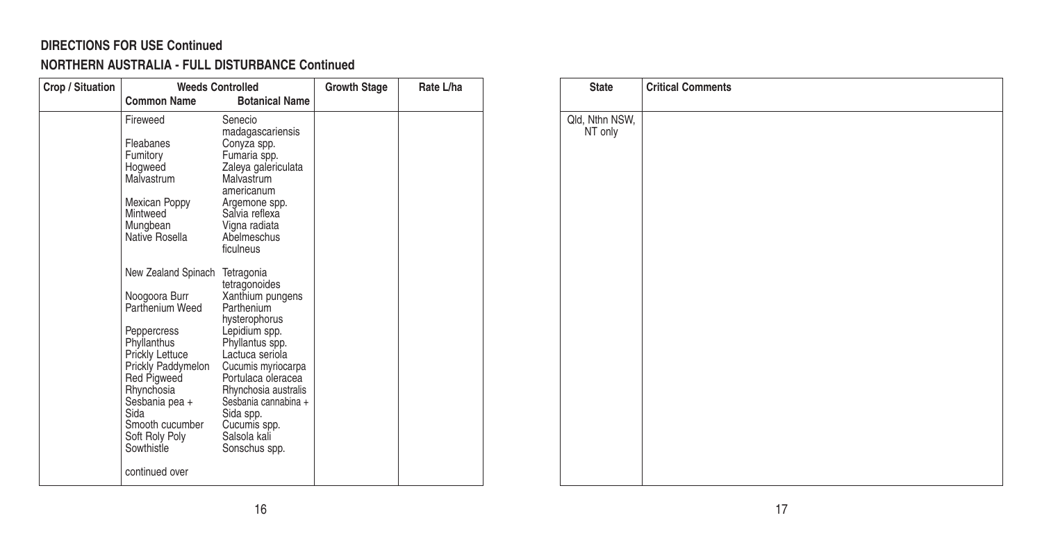**DIRECTIONS FOR USE Continued**

**NORTHERN AUSTRALIA - FULL DISTURBANCE Continued**

| Crop / Situation | Weeds Controlled | | Growth Stage | Rate L/ha | State | Critical Comments |
|---|---|---|---|---|---|---|
| | **Common Name** | **Botanical Name** | | | | |
| | Fireweed | Senecio madagascariensis | | | Qld, Nthn NSW, NT only | |
| | Fleabanes | Conyza spp. | | | | |
| | Fumitory | Fumaria spp. | | | | |
| | Hogweed | Zaleya galericulata | | | | |
| | Malvastrum | Malvastrum americanum | | | | |
| | Mexican Poppy | Argemone spp. | | | | |
| | Mintweed | Salvia reflexa | | | | |
| | Mungbean | Vigna radiata | | | | |
| | Native Rosella | Abelmeschus ficulneus | | | | |
| | New Zealand Spinach | Tetragonia tetragonoides | | | | |
| | Noogoora Burr | Xanthium pungens | | | | |
| | Parthenium Weed | Parthenium hysterophorus | | | | |
| | Peppercress | Lepidium spp. | | | | |
| | Phyllanthus | Phyllantus spp. | | | | |
| | Prickly Lettuce | Lactuca seriola | | | | |
| | Prickly Paddymelon | Cucumis myriocarpa | | | | |
| | Red Pigweed | Portulaca oleracea | | | | |
| | Rhynchosia | Rhynchosia australis | | | | |
| | Sesbania pea + | Sesbania cannabina + | | | | |
| | Sida | Sida spp. | | | | |
| | Smooth cucumber | Cucumis spp. | | | | |
| | Soft Roly Poly | Salsola kali | | | | |
| | Sowthistle | Sonschus spp. | | | | |
| | continued over | | | | | |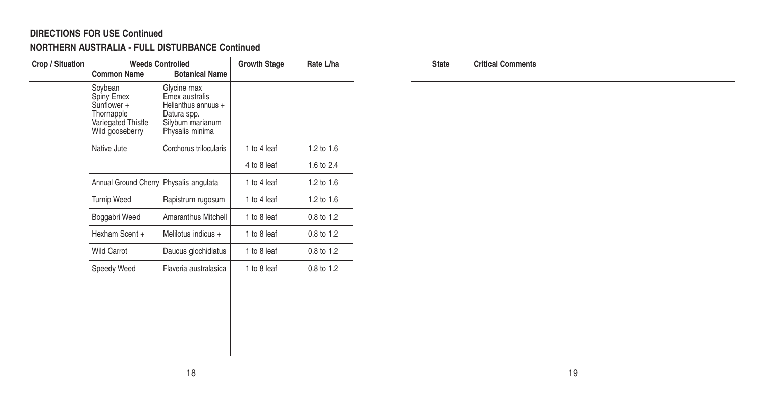**DIRECTIONS FOR USE Continued**

**NORTHERN AUSTRALIA - FULL DISTURBANCE Continued**

| Crop / Situation | Weeds Controlled<br>Common Name | Botanical Name | Growth Stage | Rate L/ha |
|---|---|---|---|---|
| | Soybean<br>Spiny Emex<br>Sunflower +<br>Thornapple<br>Variegated Thistle<br>Wild gooseberry | Glycine max<br>Emex australis<br>Helianthus annuus +<br>Datura spp.<br>Silybum marianum<br>Physalis minima | | |
| | Native Jute | Corchorus trilocularis | 1 to 4 leaf | 1.2 to 1.6 |
| | | | 4 to 8 leaf | 1.6 to 2.4 |
| | Annual Ground Cherry | Physalis angulata | 1 to 4 leaf | 1.2 to 1.6 |
| | Turnip Weed | Rapistrum rugosum | 1 to 4 leaf | 1.2 to 1.6 |
| | Boggabri Weed | Amaranthus Mitchell | 1 to 8 leaf | 0.8 to 1.2 |
| | Hexham Scent + | Melilotus indicus + | 1 to 8 leaf | 0.8 to 1.2 |
| | Wild Carrot | Daucus glochidiatus | 1 to 8 leaf | 0.8 to 1.2 |
| | Speedy Weed | Flaveria australasica | 1 to 8 leaf | 0.8 to 1.2 |

| State | Critical Comments |
|---|---|
| | |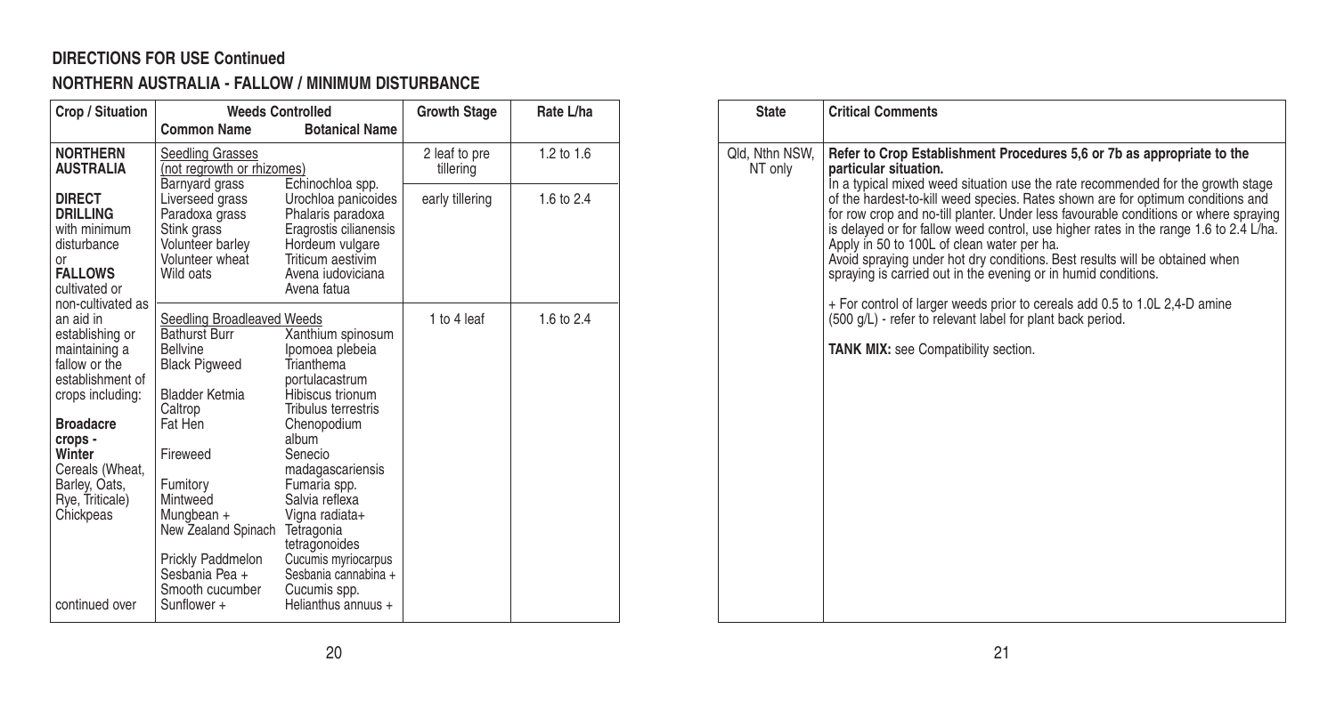**DIRECTIONS FOR USE Continued**

**NORTHERN AUSTRALIA - FALLOW / MINIMUM DISTURBANCE**

| Crop / Situation | Weeds Controlled: Common Name | Weeds Controlled: Botanical Name | Growth Stage | Rate L/ha | State | Critical Comments |
|---|---|---|---|---|---|---|
| **NORTHERN AUSTRALIA**<br><br>**DIRECT DRILLING** with minimum disturbance or **FALLOWS** cultivated or non-cultivated as an aid in establishing or maintaining a fallow or the establishment of crops including:<br><br>**Broadacre crops - Winter** Cereals (Wheat, Barley, Oats, Rye, Triticale) Chickpeas<br><br>continued over | Seedling Grasses (not regrowth or rhizomes)<br>Barnyard grass<br>Liverseed grass<br>Paradoxa grass<br>Stink grass<br>Volunteer barley<br>Volunteer wheat<br>Wild oats | <br><br>Echinochloa spp.<br>Urochloa panicoides<br>Phalaris paradoxa<br>Eragrostis cilianensis<br>Hordeum vulgare<br>Triticum aestivim<br>Avena iudoviciana<br>Avena fatua | 2 leaf to pre tillering<br><br>early tillering | 1.2 to 1.6<br><br>1.6 to 2.4 | Qld, Nthn NSW, NT only | **Refer to Crop Establishment Procedures 5,6 or 7b as appropriate to the particular situation.**<br>In a typical mixed weed situation use the rate recommended for the growth stage of the hardest-to-kill weed species. Rates shown are for optimum conditions and for row crop and no-till planter. Under less favourable conditions or where spraying is delayed or for fallow weed control, use higher rates in the range 1.6 to 2.4 L/ha. Apply in 50 to 100L of clean water per ha.<br>Avoid spraying under hot dry conditions. Best results will be obtained when spraying is carried out in the evening or in humid conditions.<br><br>+ For control of larger weeds prior to cereals add 0.5 to 1.0L 2,4-D amine (500 g/L) - refer to relevant label for plant back period.<br><br>**TANK MIX:** see Compatibility section. |
| | Seedling Broadleaved Weeds<br>Bathurst Burr<br>Bellvine<br>Black Pigweed<br>Bladder Ketmia<br>Caltrop<br>Fat Hen<br>Fireweed<br>Fumitory<br>Mintweed<br>Mungbean +<br>New Zealand Spinach<br>Prickly Paddmelon<br>Sesbania Pea +<br>Smooth cucumber<br>Sunflower + | <br>Xanthium spinosum<br>Ipomoea plebeia<br>Trianthema portulacastrum<br>Hibiscus trionum<br>Tribulus terrestris<br>Chenopodium album<br>Senecio madagascariensis<br>Fumaria spp.<br>Salvia reflexa<br>Vigna radiata+<br>Tetragonia tetragonoides<br>Cucumis myriocarpus<br>Sesbania cannabina +<br>Cucumis spp.<br>Helianthus annuus + | 1 to 4 leaf | 1.6 to 2.4 | | |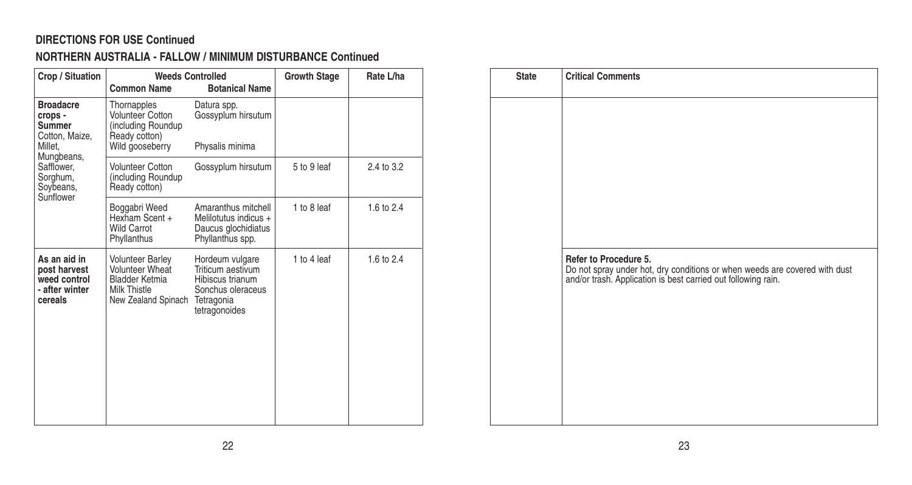## DIRECTIONS FOR USE Continued

### NORTHERN AUSTRALIA - FALLOW / MINIMUM DISTURBANCE Continued

| Crop / Situation | Weeds Controlled | | Growth Stage | Rate L/ha | State | Critical Comments |
|---|---|---|---|---|---|---|
| | Common Name | Botanical Name | | | | |
| **Broadacre crops - Summer** Cotton, Maize, Millet, Mungbeans, Safflower, Sorghum, Soybeans, Sunflower | Thornapples<br>Volunteer Cotton (including Roundup Ready cotton)<br>Wild gooseberry | Datura spp.<br>Gossyplum hirsutum<br><br>Physalis minima | | | | |
| | Volunteer Cotton (including Roundup Ready cotton) | Gossyplum hirsutum | 5 to 9 leaf | 2.4 to 3.2 | | |
| | Boggabri Weed<br>Hexham Scent + Wild Carrot<br>Phyllanthus | Amaranthus mitchell<br>Melilotutus indicus + Daucus glochidiatus<br>Phyllanthus spp. | 1 to 8 leaf | 1.6 to 2.4 | | |
| **As an aid in post harvest weed control - after winter cereals** | Volunteer Barley<br>Volunteer Wheat<br>Bladder Ketmia<br>Milk Thistle<br>New Zealand Spinach | Hordeum vulgare<br>Triticum aestivum<br>Hibiscus trianum<br>Sonchus oleraceus<br>Tetragonia tetragonoides | 1 to 4 leaf | 1.6 to 2.4 | | **Refer to Procedure 5.**<br>Do not spray under hot, dry conditions or when weeds are covered with dust and/or trash. Application is best carried out following rain. |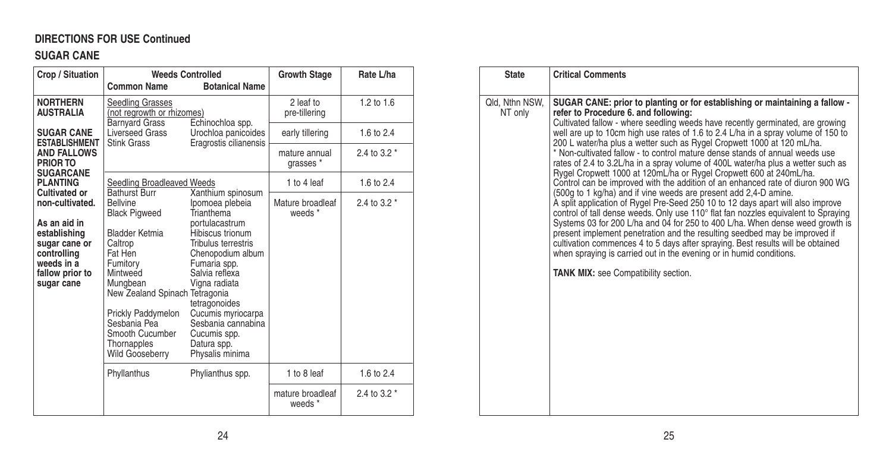## DIRECTIONS FOR USE Continued

### SUGAR CANE

| Crop / Situation | Weeds Controlled | | Growth Stage | Rate L/ha |
|---|---|---|---|---|
| | **Common Name** | **Botanical Name** | | |
| **NORTHERN AUSTRALIA**<br><br>**SUGAR CANE ESTABLISHMENT AND FALLOWS PRIOR TO SUGARCANE PLANTING Cultivated or non-cultivated.**<br><br>**As an aid in establishing sugar cane or controlling weeds in a fallow prior to sugar cane** | Seedling Grasses (not regrowth or rhizomes) | | 2 leaf to pre-tillering | 1.2 to 1.6 |
| | Barnyard Grass<br>Liverseed Grass<br>Stink Grass | Echinochloa spp.<br>Urochloa panicoides<br>Eragrostis cilianensis | early tillering | 1.6 to 2.4 |
| | | | mature annual grasses * | 2.4 to 3.2 * |
| | Seedling Broadleaved Weeds | | 1 to 4 leaf | 1.6 to 2.4 |
| | Bathurst Burr<br>Bellvine<br>Black Pigweed<br><br>Bladder Ketmia<br>Caltrop<br>Fat Hen<br>Fumitory<br>Mintweed<br>Mungbean<br>New Zealand Spinach<br><br>Prickly Paddymelon<br>Sesbania Pea<br>Smooth Cucumber<br>Thornapples<br>Wild Gooseberry | Xanthium spinosum<br>Ipomoea plebeia<br>Trianthema portulacastrum<br>Hibiscus trionum<br>Tribulus terrestris<br>Chenopodium album<br>Fumaria spp.<br>Salvia reflexa<br>Vigna radiata<br>Tetragonia tetragonoides<br>Cucumis myriocarpa<br>Sesbania cannabina<br>Cucumis spp.<br>Datura spp.<br>Physalis minima | Mature broadleaf weeds * | 2.4 to 3.2 * |
| | Phyllanthus | Phylianthus spp. | 1 to 8 leaf | 1.6 to 2.4 |
| | | | mature broadleaf weeds * | 2.4 to 3.2 * |

| State | Critical Comments |
|---|---|
| Qld, Nthn NSW, NT only | **SUGAR CANE: prior to planting or for establishing or maintaining a fallow - refer to Procedure 6. and following:**<br>Cultivated fallow - where seedling weeds have recently germinated, are growing well are up to 10cm high use rates of 1.6 to 2.4 L/ha in a spray volume of 150 to 200 L water/ha plus a wetter such as Rygel Cropwett 1000 at 120 mL/ha.<br>* Non-cultivated fallow - to control mature dense stands of annual weeds use rates of 2.4 to 3.2L/ha in a spray volume of 400L water/ha plus a wetter such as Rygel Cropwett 1000 at 120mL/ha or Rygel Cropwett 600 at 240mL/ha.<br>Control can be improved with the addition of an enhanced rate of diuron 900 WG (500g to 1 kg/ha) and if vine weeds are present add 2,4-D amine.<br>A split application of Rygel Pre-Seed 250 10 to 12 days apart will also improve control of tall dense weeds. Only use 110° flat fan nozzles equivalent to Spraying Systems 03 for 200 L/ha and 04 for 250 to 400 L/ha. When dense weed growth is present implement penetration and the resulting seedbed may be improved if cultivation commences 4 to 5 days after spraying. Best results will be obtained when spraying is carried out in the evening or in humid conditions.<br><br>**TANK MIX:** see Compatibility section. |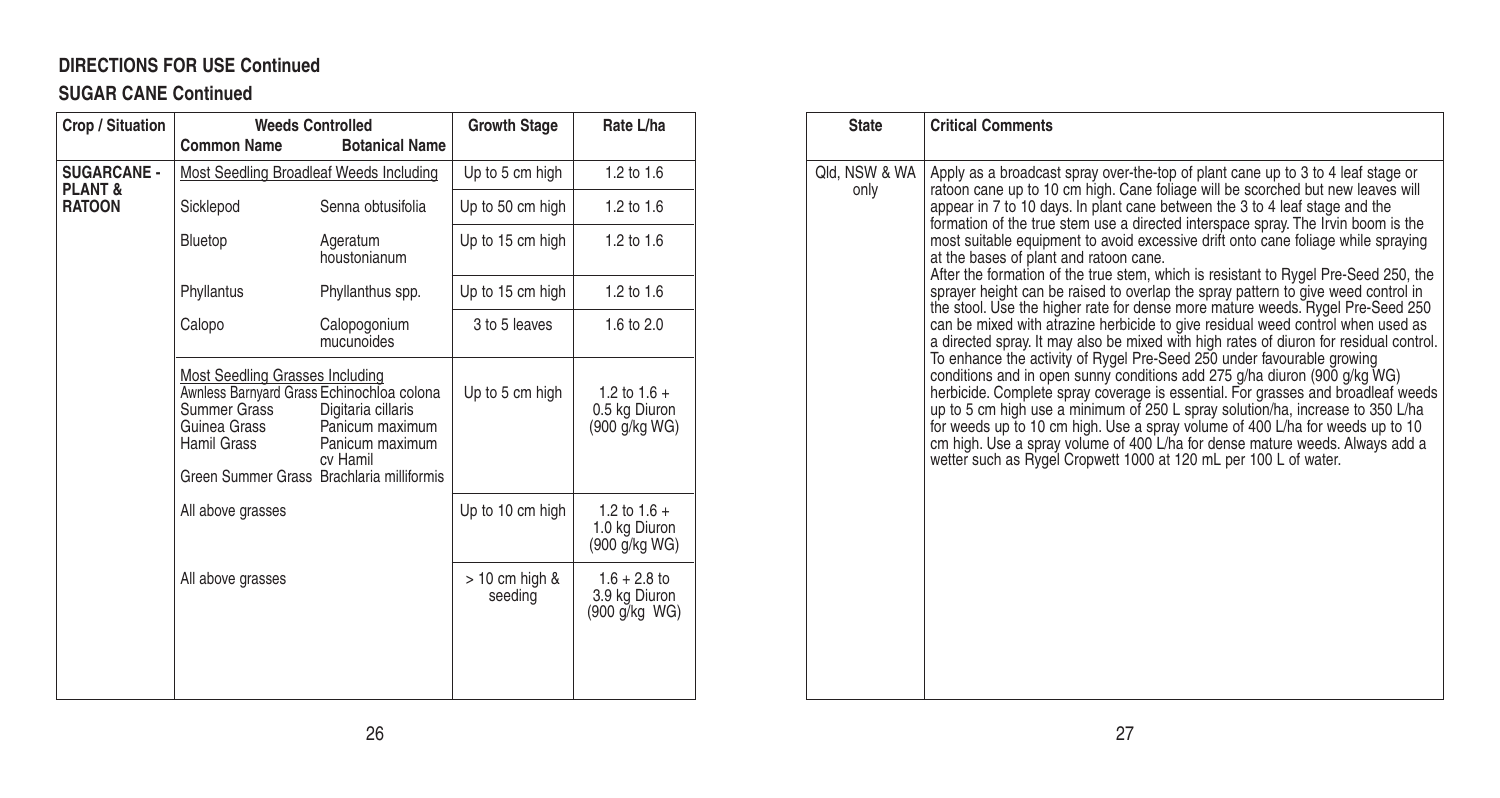**DIRECTIONS FOR USE Continued**

**SUGAR CANE Continued**

| Crop / Situation | Weeds Controlled – Common Name | Weeds Controlled – Botanical Name | Growth Stage | Rate L/ha | State | Critical Comments |
|---|---|---|---|---|---|---|
| SUGARCANE - PLANT & RATOON | Most Seedling Broadleaf Weeds Including | | Up to 5 cm high | 1.2 to 1.6 | Qld, NSW & WA only | Apply as a broadcast spray over-the-top of plant cane up to 3 to 4 leaf stage or ratoon cane up to 10 cm high. Cane foliage will be scorched but new leaves will appear in 7 to 10 days. In plant cane between the 3 to 4 leaf stage and the formation of the true stem use a directed interspace spray. The Irvin boom is the most suitable equipment to avoid excessive drift onto cane foliage while spraying at the bases of plant and ratoon cane. After the formation of the true stem, which is resistant to Rygel Pre-Seed 250, the sprayer height can be raised to overlap the spray pattern to give weed control in the stool. Use the higher rate for dense more mature weeds. Rygel Pre-Seed 250 can be mixed with atrazine herbicide to give residual weed control when used as a directed spray. It may also be mixed with high rates of diuron for residual control. To enhance the activity of Rygel Pre-Seed 250 under favourable growing conditions and in open sunny conditions add 275 g/ha diuron (900 g/kg WG) herbicide. Complete spray coverage is essential. For grasses and broadleaf weeds up to 5 cm high use a minimum of 250 L spray solution/ha, increase to 350 L/ha for weeds up to 10 cm high. Use a spray volume of 400 L/ha for weeds up to 10 cm high. Use a spray volume of 400 L/ha for dense mature weeds. Always add a wetter such as Rygel Cropwett 1000 at 120 mL per 100 L of water. |
| | Sicklepod | Senna obtusifolia | Up to 50 cm high | 1.2 to 1.6 | | |
| | Bluetop | Ageratum houstonianum | Up to 15 cm high | 1.2 to 1.6 | | |
| | Phyllantus | Phyllanthus spp. | Up to 15 cm high | 1.2 to 1.6 | | |
| | Calopo | Calopogonium mucunoides | 3 to 5 leaves | 1.6 to 2.0 | | |
| | Most Seedling Grasses Including<br>Awnless Barnyard Grass<br>Summer Grass<br>Guinea Grass<br>Hamil Grass<br>Green Summer Grass | <br>Echinochloa colona<br>Digitaria cillaris<br>Panicum maximum<br>Panicum maximum cv Hamil<br>Brachlaria milliformis | Up to 5 cm high | 1.2 to 1.6 + 0.5 kg Diuron (900 g/kg WG) | | |
| | All above grasses | | Up to 10 cm high | 1.2 to 1.6 + 1.0 kg Diuron (900 g/kg WG) | | |
| | All above grasses | | > 10 cm high & seeding | 1.6 + 2.8 to 3.9 kg Diuron (900 g/kg WG) | | |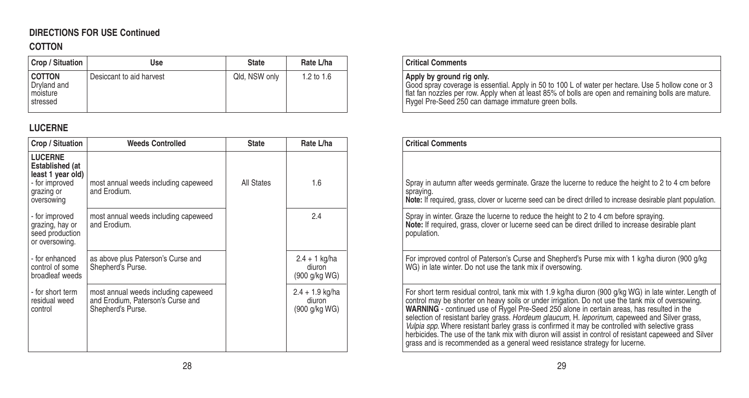## DIRECTIONS FOR USE Continued

### COTTON

| Crop / Situation | Use | State | Rate L/ha | Critical Comments |
|---|---|---|---|---|
| **COTTON** Dryland and moisture stressed | Desiccant to aid harvest | Qld, NSW only | 1.2 to 1.6 | **Apply by ground rig only.** Good spray coverage is essential. Apply in 50 to 100 L of water per hectare. Use 5 hollow cone or 3 flat fan nozzles per row. Apply when at least 85% of bolls are open and remaining bolls are mature. Rygel Pre-Seed 250 can damage immature green bolls. |

### LUCERNE

| Crop / Situation | Weeds Controlled | State | Rate L/ha | Critical Comments |
|---|---|---|---|---|
| **LUCERNE Established (at least 1 year old)** - for improved grazing or oversowing | most annual weeds including capeweed and Erodium. | All States | 1.6 | Spray in autumn after weeds germinate. Graze the lucerne to reduce the height to 2 to 4 cm before spraying. **Note:** If required, grass, clover or lucerne seed can be direct drilled to increase desirable plant population. |
| - for improved grazing, hay or seed production or oversowing. | most annual weeds including capeweed and Erodium. | | 2.4 | Spray in winter. Graze the lucerne to reduce the height to 2 to 4 cm before spraying. **Note:** If required, grass, clover or lucerne seed can be direct drilled to increase desirable plant population. |
| - for enhanced control of some broadleaf weeds | as above plus Paterson's Curse and Shepherd's Purse. | | 2.4 + 1 kg/ha diuron (900 g/kg WG) | For improved control of Paterson's Curse and Shepherd's Purse mix with 1 kg/ha diuron (900 g/kg WG) in late winter. Do not use the tank mix if oversowing. |
| - for short term residual weed control | most annual weeds including capeweed and Erodium, Paterson's Curse and Shepherd's Purse. | | 2.4 + 1.9 kg/ha diuron (900 g/kg WG) | For short term residual control, tank mix with 1.9 kg/ha diuron (900 g/kg WG) in late winter. Length of control may be shorter on heavy soils or under irrigation. Do not use the tank mix of oversowing. **WARNING** - continued use of Rygel Pre-Seed 250 alone in certain areas, has resulted in the selection of resistant barley grass. *Hordeum glaucum*, H. *leporinum*, capeweed and Silver grass, *Vulpia spp*. Where resistant barley grass is confirmed it may be controlled with selective grass herbicides. The use of the tank mix with diuron will assist in control of resistant capeweed and Silver grass and is recommended as a general weed resistance strategy for lucerne. |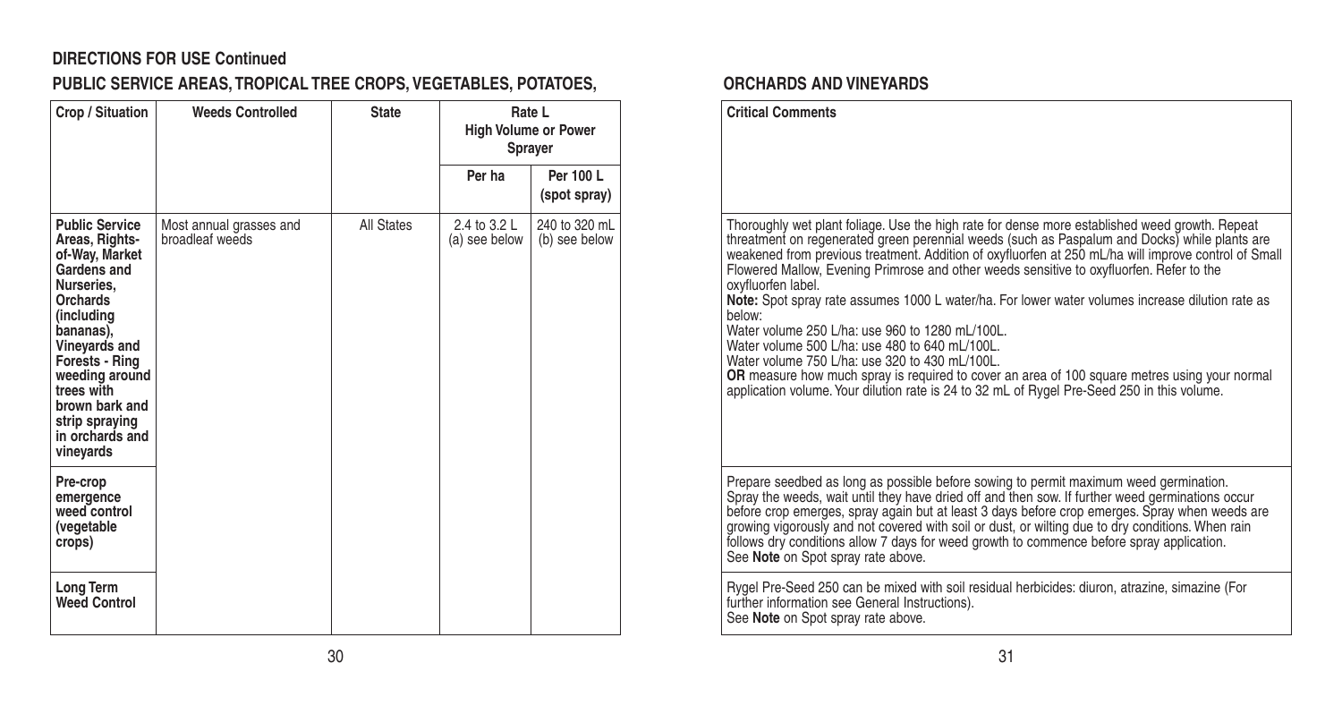## DIRECTIONS FOR USE Continued

### PUBLIC SERVICE AREAS, TROPICAL TREE CROPS, VEGETABLES, POTATOES, ORCHARDS AND VINEYARDS

| Crop / Situation | Weeds Controlled | State | Rate L High Volume or Power Sprayer | | Critical Comments |
|---|---|---|---|---|---|
| | | | Per ha | Per 100 L (spot spray) | |
| **Public Service Areas, Rights-of-Way, Market Gardens and Nurseries, Orchards (including bananas), Vineyards and Forests - Ring weeding around trees with brown bark and strip spraying in orchards and vineyards** | Most annual grasses and broadleaf weeds | All States | 2.4 to 3.2 L (a) see below | 240 to 320 mL (b) see below | Thoroughly wet plant foliage. Use the high rate for dense more established weed growth. Repeat threatment on regenerated green perennial weeds (such as Paspalum and Docks) while plants are weakened from previous treatment. Addition of oxyfluorfen at 250 mL/ha will improve control of Small Flowered Mallow, Evening Primrose and other weeds sensitive to oxyfluorfen. Refer to the oxyfluorfen label.<br>**Note:** Spot spray rate assumes 1000 L water/ha. For lower water volumes increase dilution rate as below:<br>Water volume 250 L/ha: use 960 to 1280 mL/100L.<br>Water volume 500 L/ha: use 480 to 640 mL/100L.<br>Water volume 750 L/ha: use 320 to 430 mL/100L.<br>**OR** measure how much spray is required to cover an area of 100 square metres using your normal application volume. Your dilution rate is 24 to 32 mL of Rygel Pre-Seed 250 in this volume. |
| **Pre-crop emergence weed control (vegetable crops)** | | | | | Prepare seedbed as long as possible before sowing to permit maximum weed germination. Spray the weeds, wait until they have dried off and then sow. If further weed germinations occur before crop emerges, spray again but at least 3 days before crop emerges. Spray when weeds are growing vigorously and not covered with soil or dust, or wilting due to dry conditions. When rain follows dry conditions allow 7 days for weed growth to commence before spray application.<br>See **Note** on Spot spray rate above. |
| **Long Term Weed Control** | | | | | Rygel Pre-Seed 250 can be mixed with soil residual herbicides: diuron, atrazine, simazine (For further information see General Instructions).<br>See **Note** on Spot spray rate above. |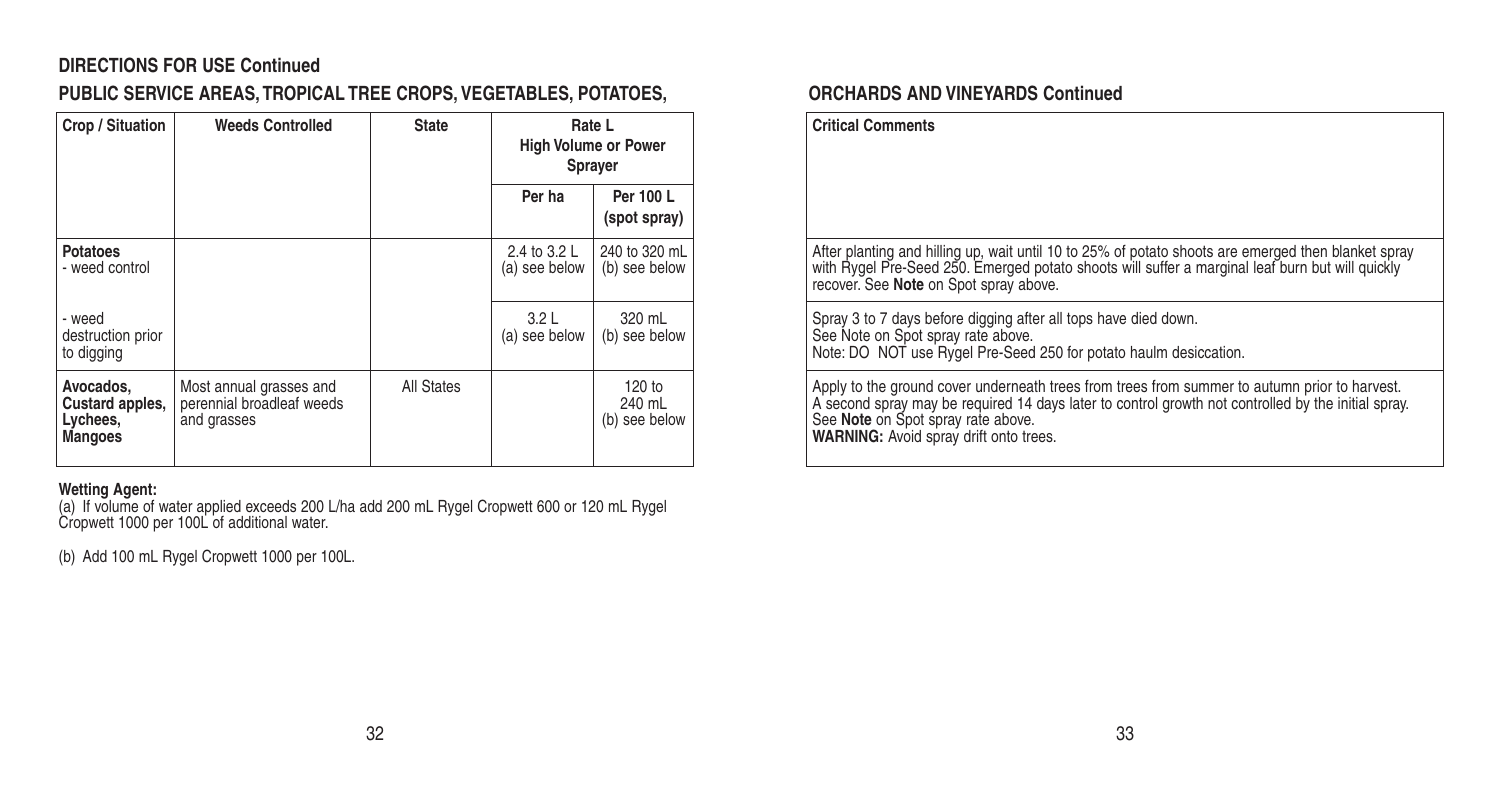## DIRECTIONS FOR USE Continued

### PUBLIC SERVICE AREAS, TROPICAL TREE CROPS, VEGETABLES, POTATOES,

| Crop / Situation | Weeds Controlled | State | Rate L High Volume or Power Sprayer | |
|---|---|---|---|---|
| | | | Per ha | Per 100 L (spot spray) |
| **Potatoes** - weed control | | | 2.4 to 3.2 L (a) see below | 240 to 320 mL (b) see below |
| - weed destruction prior to digging | | | 3.2 L (a) see below | 320 mL (b) see below |
| **Avocados, Custard apples, Lychees, Mangoes** | Most annual grasses and perennial broadleaf weeds and grasses | All States | | 120 to 240 mL (b) see below |

**Wetting Agent:**

(a) If volume of water applied exceeds 200 L/ha add 200 mL Rygel Cropwett 600 or 120 mL Rygel Cropwett 1000 per 100L of additional water.

(b) Add 100 mL Rygel Cropwett 1000 per 100L.

### ORCHARDS AND VINEYARDS Continued

| Critical Comments |
|---|
| After planting and hilling up, wait until 10 to 25% of potato shoots are emerged then blanket spray with Rygel Pre-Seed 250. Emerged potato shoots will suffer a marginal leaf burn but will quickly recover. See **Note** on Spot spray above. |
| Spray 3 to 7 days before digging after all tops have died down. See Note on Spot spray rate above. Note: DO NOT use Rygel Pre-Seed 250 for potato haulm desiccation. |
| Apply to the ground cover underneath trees from trees from summer to autumn prior to harvest. A second spray may be required 14 days later to control growth not controlled by the initial spray. See **Note** on Spot spray rate above. **WARNING:** Avoid spray drift onto trees. |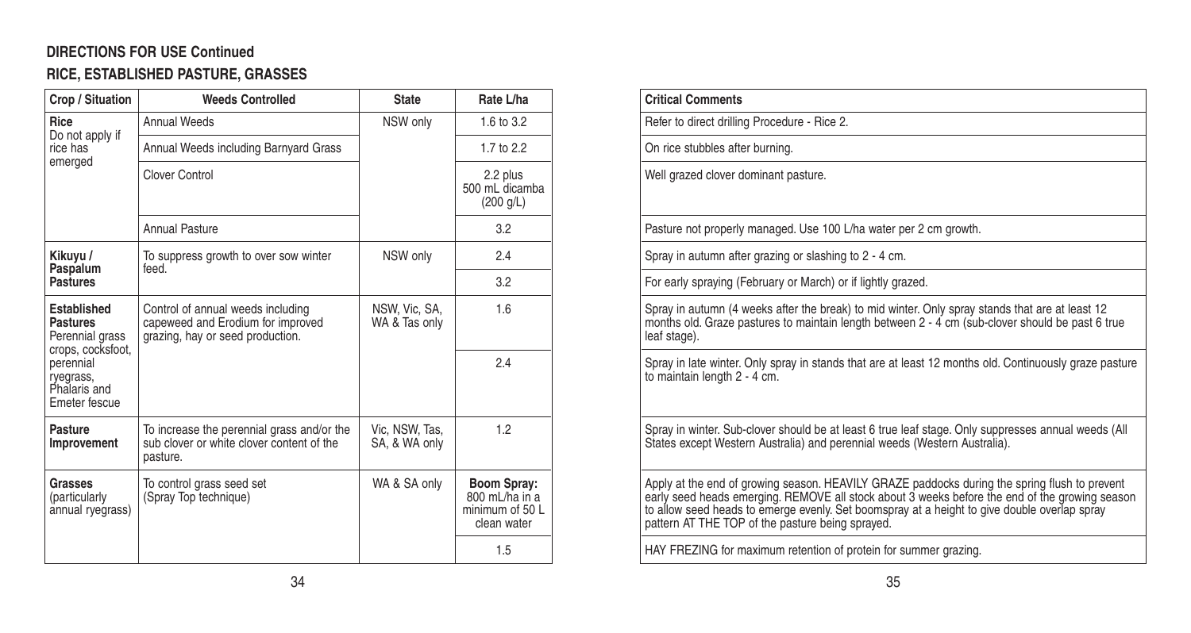## DIRECTIONS FOR USE Continued

### RICE, ESTABLISHED PASTURE, GRASSES

| Crop / Situation | Weeds Controlled | State | Rate L/ha | Critical Comments |
|---|---|---|---|---|
| **Rice** Do not apply if rice has emerged | Annual Weeds | NSW only | 1.6 to 3.2 | Refer to direct drilling Procedure - Rice 2. |
| | Annual Weeds including Barnyard Grass | | 1.7 to 2.2 | On rice stubbles after burning. |
| | Clover Control | | 2.2 plus 500 mL dicamba (200 g/L) | Well grazed clover dominant pasture. |
| | Annual Pasture | | 3.2 | Pasture not properly managed. Use 100 L/ha water per 2 cm growth. |
| **Kikuyu / Paspalum Pastures** | To suppress growth to over sow winter feed. | NSW only | 2.4 | Spray in autumn after grazing or slashing to 2 - 4 cm. |
| | | | 3.2 | For early spraying (February or March) or if lightly grazed. |
| **Established Pastures** Perennial grass crops, cocksfoot, perennial ryegrass, Phalaris and Emeter fescue | Control of annual weeds including capeweed and Erodium for improved grazing, hay or seed production. | NSW, Vic, SA, WA & Tas only | 1.6 | Spray in autumn (4 weeks after the break) to mid winter. Only spray stands that are at least 12 months old. Graze pastures to maintain length between 2 - 4 cm (sub-clover should be past 6 true leaf stage). |
| | | | 2.4 | Spray in late winter. Only spray in stands that are at least 12 months old. Continuously graze pasture to maintain length 2 - 4 cm. |
| **Pasture Improvement** | To increase the perennial grass and/or the sub clover or white clover content of the pasture. | Vic, NSW, Tas, SA, & WA only | 1.2 | Spray in winter. Sub-clover should be at least 6 true leaf stage. Only suppresses annual weeds (All States except Western Australia) and perennial weeds (Western Australia). |
| **Grasses** (particularly annual ryegrass) | To control grass seed set (Spray Top technique) | WA & SA only | **Boom Spray:** 800 mL/ha in a minimum of 50 L clean water | Apply at the end of growing season. HEAVILY GRAZE paddocks during the spring flush to prevent early seed heads emerging. REMOVE all stock about 3 weeks before the end of the growing season to allow seed heads to emerge evenly. Set boomspray at a height to give double overlap spray pattern AT THE TOP of the pasture being sprayed. |
| | | | 1.5 | HAY FREEZING for maximum retention of protein for summer grazing. |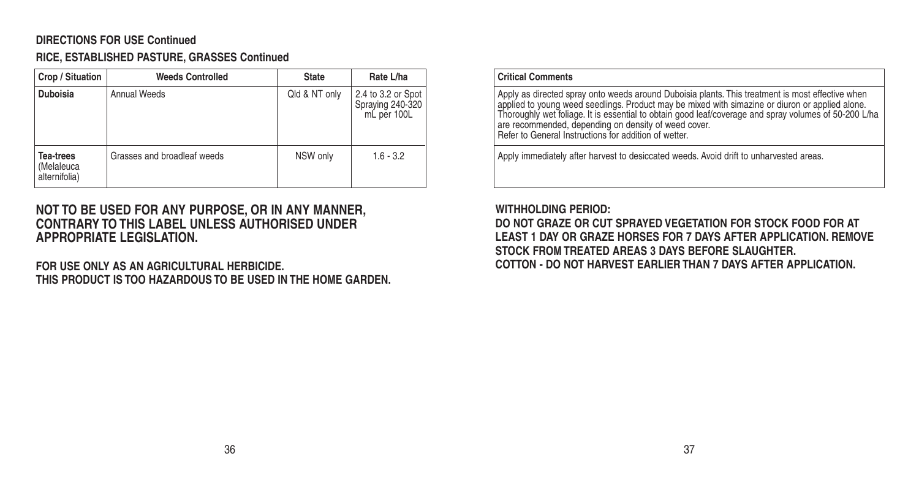**DIRECTIONS FOR USE Continued**

**RICE, ESTABLISHED PASTURE, GRASSES Continued**

| Crop / Situation | Weeds Controlled | State | Rate L/ha | Critical Comments |
|---|---|---|---|---|
| **Duboisia** | Annual Weeds | Qld & NT only | 2.4 to 3.2 or Spot Spraying 240-320 mL per 100L | Apply as directed spray onto weeds around Duboisia plants. This treatment is most effective when applied to young weed seedlings. Product may be mixed with simazine or diuron or applied alone. Thoroughly wet foliage. It is essential to obtain good leaf/coverage and spray volumes of 50-200 L/ha are recommended, depending on density of weed cover. Refer to General Instructions for addition of wetter. |
| **Tea-trees** (Melaleuca alternifolia) | Grasses and broadleaf weeds | NSW only | 1.6 - 3.2 | Apply immediately after harvest to desiccated weeds. Avoid drift to unharvested areas. |

**NOT TO BE USED FOR ANY PURPOSE, OR IN ANY MANNER, CONTRARY TO THIS LABEL UNLESS AUTHORISED UNDER APPROPRIATE LEGISLATION.**

**FOR USE ONLY AS AN AGRICULTURAL HERBICIDE.**
**THIS PRODUCT IS TOO HAZARDOUS TO BE USED IN THE HOME GARDEN.**

**WITHHOLDING PERIOD:**
**DO NOT GRAZE OR CUT SPRAYED VEGETATION FOR STOCK FOOD FOR AT LEAST 1 DAY OR GRAZE HORSES FOR 7 DAYS AFTER APPLICATION. REMOVE STOCK FROM TREATED AREAS 3 DAYS BEFORE SLAUGHTER.**
**COTTON - DO NOT HARVEST EARLIER THAN 7 DAYS AFTER APPLICATION.**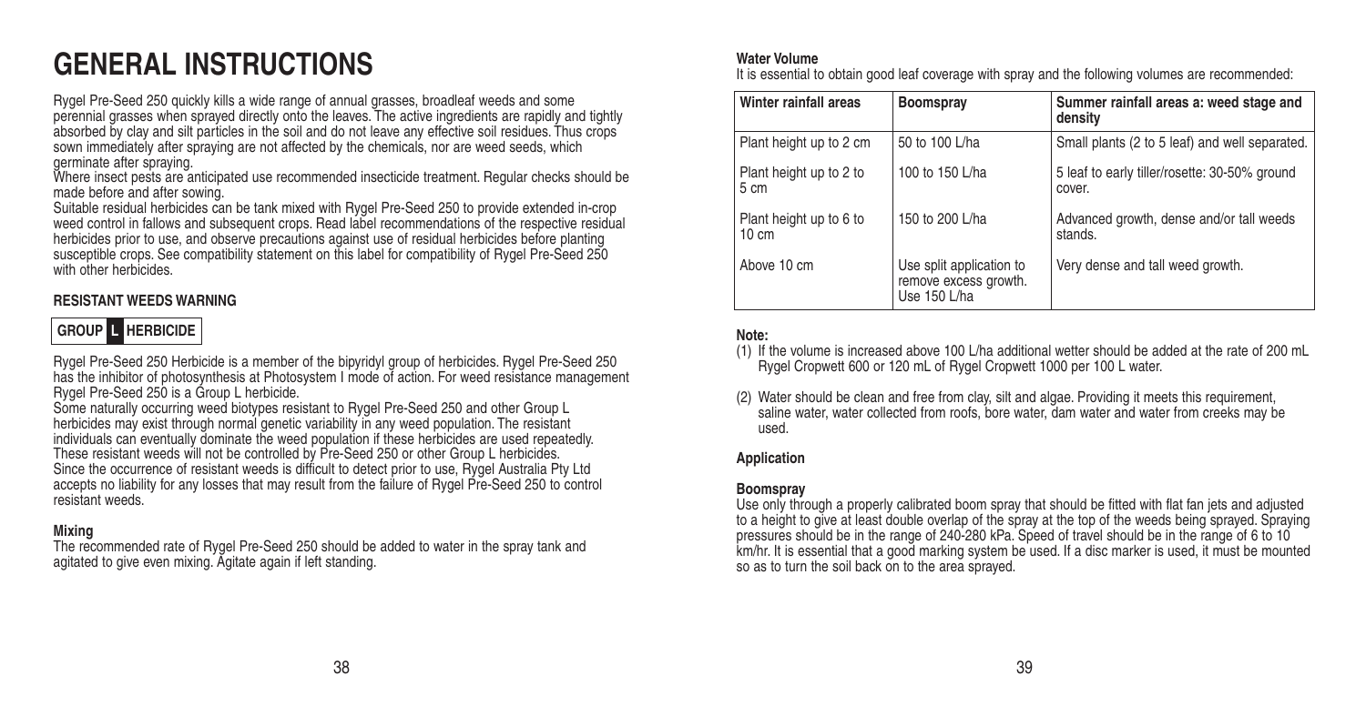# GENERAL INSTRUCTIONS

Rygel Pre-Seed 250 quickly kills a wide range of annual grasses, broadleaf weeds and some perennial grasses when sprayed directly onto the leaves. The active ingredients are rapidly and tightly absorbed by clay and silt particles in the soil and do not leave any effective soil residues. Thus crops sown immediately after spraying are not affected by the chemicals, nor are weed seeds, which germinate after spraying.

Where insect pests are anticipated use recommended insecticide treatment. Regular checks should be made before and after sowing.

Suitable residual herbicides can be tank mixed with Rygel Pre-Seed 250 to provide extended in-crop weed control in fallows and subsequent crops. Read label recommendations of the respective residual herbicides prior to use, and observe precautions against use of residual herbicides before planting susceptible crops. See compatibility statement on this label for compatibility of Rygel Pre-Seed 250 with other herbicides.

### RESISTANT WEEDS WARNING

**GROUP L HERBICIDE**

Rygel Pre-Seed 250 Herbicide is a member of the bipyridyl group of herbicides. Rygel Pre-Seed 250 has the inhibitor of photosynthesis at Photosystem I mode of action. For weed resistance management Rygel Pre-Seed 250 is a Group L herbicide.

Some naturally occurring weed biotypes resistant to Rygel Pre-Seed 250 and other Group L herbicides may exist through normal genetic variability in any weed population. The resistant individuals can eventually dominate the weed population if these herbicides are used repeatedly. These resistant weeds will not be controlled by Pre-Seed 250 or other Group L herbicides. Since the occurrence of resistant weeds is difficult to detect prior to use, Rygel Australia Pty Ltd accepts no liability for any losses that may result from the failure of Rygel Pre-Seed 250 to control resistant weeds.

### Mixing

The recommended rate of Rygel Pre-Seed 250 should be added to water in the spray tank and agitated to give even mixing. Agitate again if left standing.

### Water Volume

It is essential to obtain good leaf coverage with spray and the following volumes are recommended:

| Winter rainfall areas | Boomspray | Summer rainfall areas a: weed stage and density |
|---|---|---|
| Plant height up to 2 cm | 50 to 100 L/ha | Small plants (2 to 5 leaf) and well separated. |
| Plant height up to 2 to 5 cm | 100 to 150 L/ha | 5 leaf to early tiller/rosette: 30-50% ground cover. |
| Plant height up to 6 to 10 cm | 150 to 200 L/ha | Advanced growth, dense and/or tall weeds stands. |
| Above 10 cm | Use split application to remove excess growth. Use 150 L/ha | Very dense and tall weed growth. |

**Note:**

(1) If the volume is increased above 100 L/ha additional wetter should be added at the rate of 200 mL Rygel Cropwett 600 or 120 mL of Rygel Cropwett 1000 per 100 L water.

(2) Water should be clean and free from clay, silt and algae. Providing it meets this requirement, saline water, water collected from roofs, bore water, dam water and water from creeks may be used.

### Application

**Boomspray**

Use only through a properly calibrated boom spray that should be fitted with flat fan jets and adjusted to a height to give at least double overlap of the spray at the top of the weeds being sprayed. Spraying pressures should be in the range of 240-280 kPa. Speed of travel should be in the range of 6 to 10 km/hr. It is essential that a good marking system be used. If a disc marker is used, it must be mounted so as to turn the soil back on to the area sprayed.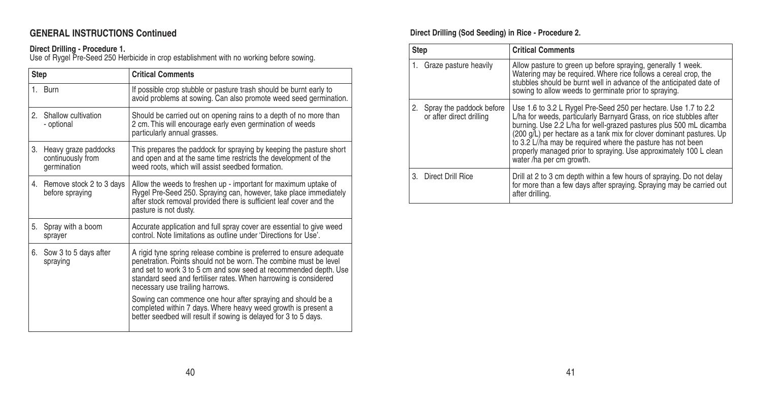## GENERAL INSTRUCTIONS Continued

**Direct Drilling - Procedure 1.**

Use of Rygel Pre-Seed 250 Herbicide in crop establishment with no working before sowing.

| Step | Critical Comments |
| --- | --- |
| 1. Burn | If possible crop stubble or pasture trash should be burnt early to avoid problems at sowing. Can also promote weed seed germination. |
| 2. Shallow cultivation - optional | Should be carried out on opening rains to a depth of no more than 2 cm. This will encourage early even germination of weeds particularly annual grasses. |
| 3. Heavy graze paddocks continuously from germination | This prepares the paddock for spraying by keeping the pasture short and open and at the same time restricts the development of the weed roots, which will assist seedbed formation. |
| 4. Remove stock 2 to 3 days before spraying | Allow the weeds to freshen up - important for maximum uptake of Rygel Pre-Seed 250. Spraying can, however, take place immediately after stock removal provided there is sufficient leaf cover and the pasture is not dusty. |
| 5. Spray with a boom sprayer | Accurate application and full spray cover are essential to give weed control. Note limitations as outline under 'Directions for Use'. |
| 6. Sow 3 to 5 days after spraying | A rigid tyne spring release combine is preferred to ensure adequate penetration. Points should not be worn. The combine must be level and set to work 3 to 5 cm and sow seed at recommended depth. Use standard seed and fertiliser rates. When harrowing is considered necessary use trailing harrows.<br><br>Sowing can commence one hour after spraying and should be a completed within 7 days. Where heavy weed growth is present a better seedbed will result if sowing is delayed for 3 to 5 days. |

**Direct Drilling (Sod Seeding) in Rice - Procedure 2.**

| Step | Critical Comments |
| --- | --- |
| 1. Graze pasture heavily | Allow pasture to green up before spraying, generally 1 week. Watering may be required. Where rice follows a cereal crop, the stubbles should be burnt well in advance of the anticipated date of sowing to allow weeds to germinate prior to spraying. |
| 2. Spray the paddock before or after direct drilling | Use 1.6 to 3.2 L Rygel Pre-Seed 250 per hectare. Use 1.7 to 2.2 L/ha for weeds, particularly Barnyard Grass, on rice stubbles after burning. Use 2.2 L/ha for well-grazed pastures plus 500 mL dicamba (200 g/L) per hectare as a tank mix for clover dominant pastures. Up to 3.2 L//ha may be required where the pasture has not been properly managed prior to spraying. Use approximately 100 L clean water /ha per cm growth. |
| 3. Direct Drill Rice | Drill at 2 to 3 cm depth within a few hours of spraying. Do not delay for more than a few days after spraying. Spraying may be carried out after drilling. |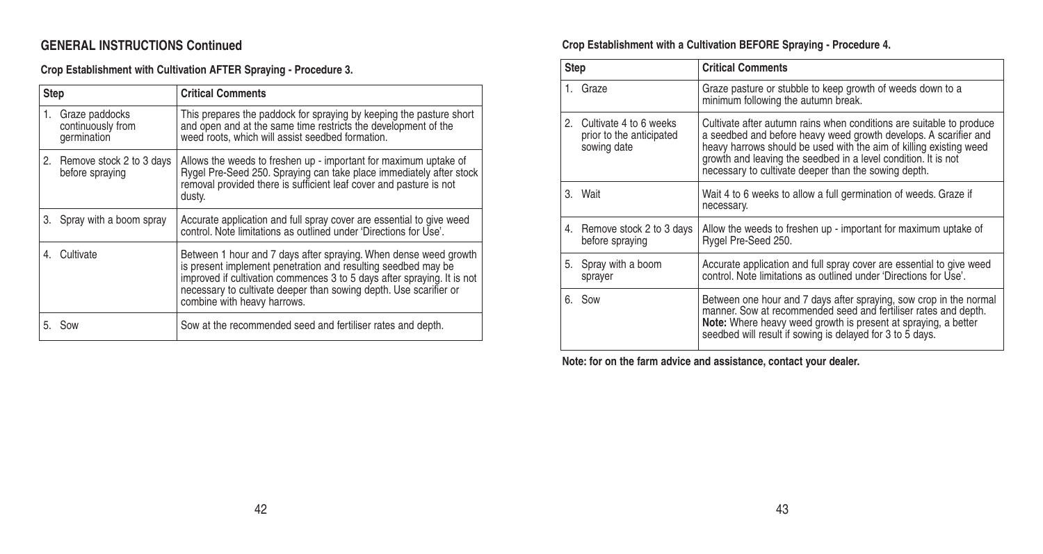## GENERAL INSTRUCTIONS Continued

**Crop Establishment with Cultivation AFTER Spraying - Procedure 3.**

| Step | Critical Comments |
| --- | --- |
| 1. Graze paddocks continuously from germination | This prepares the paddock for spraying by keeping the pasture short and open and at the same time restricts the development of the weed roots, which will assist seedbed formation. |
| 2. Remove stock 2 to 3 days before spraying | Allows the weeds to freshen up - important for maximum uptake of Rygel Pre-Seed 250. Spraying can take place immediately after stock removal provided there is sufficient leaf cover and pasture is not dusty. |
| 3. Spray with a boom spray | Accurate application and full spray cover are essential to give weed control. Note limitations as outlined under 'Directions for Use'. |
| 4. Cultivate | Between 1 hour and 7 days after spraying. When dense weed growth is present implement penetration and resulting seedbed may be improved if cultivation commences 3 to 5 days after spraying. It is not necessary to cultivate deeper than sowing depth. Use scarifier or combine with heavy harrows. |
| 5. Sow | Sow at the recommended seed and fertiliser rates and depth. |

**Crop Establishment with a Cultivation BEFORE Spraying - Procedure 4.**

| Step | Critical Comments |
| --- | --- |
| 1. Graze | Graze pasture or stubble to keep growth of weeds down to a minimum following the autumn break. |
| 2. Cultivate 4 to 6 weeks prior to the anticipated sowing date | Cultivate after autumn rains when conditions are suitable to produce a seedbed and before heavy weed growth develops. A scarifier and heavy harrows should be used with the aim of killing existing weed growth and leaving the seedbed in a level condition. It is not necessary to cultivate deeper than the sowing depth. |
| 3. Wait | Wait 4 to 6 weeks to allow a full germination of weeds. Graze if necessary. |
| 4. Remove stock 2 to 3 days before spraying | Allow the weeds to freshen up - important for maximum uptake of Rygel Pre-Seed 250. |
| 5. Spray with a boom sprayer | Accurate application and full spray cover are essential to give weed control. Note limitations as outlined under 'Directions for Use'. |
| 6. Sow | Between one hour and 7 days after spraying, sow crop in the normal manner. Sow at recommended seed and fertiliser rates and depth. **Note:** Where heavy weed growth is present at spraying, a better seedbed will result if sowing is delayed for 3 to 5 days. |

**Note: for on the farm advice and assistance, contact your dealer.**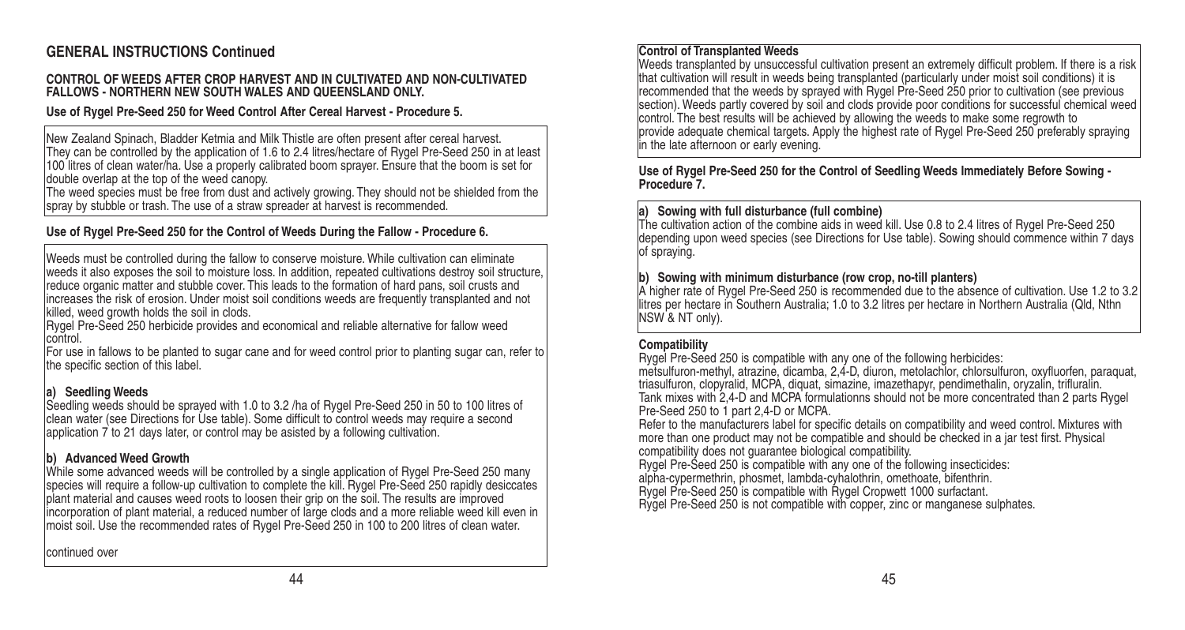## GENERAL INSTRUCTIONS Continued

**CONTROL OF WEEDS AFTER CROP HARVEST AND IN CULTIVATED AND NON-CULTIVATED FALLOWS - NORTHERN NEW SOUTH WALES AND QUEENSLAND ONLY.**

**Use of Rygel Pre-Seed 250 for Weed Control After Cereal Harvest - Procedure 5.**

New Zealand Spinach, Bladder Ketmia and Milk Thistle are often present after cereal harvest. They can be controlled by the application of 1.6 to 2.4 litres/hectare of Rygel Pre-Seed 250 in at least 100 litres of clean water/ha. Use a properly calibrated boom sprayer. Ensure that the boom is set for double overlap at the top of the weed canopy.

The weed species must be free from dust and actively growing. They should not be shielded from the spray by stubble or trash. The use of a straw spreader at harvest is recommended.

**Use of Rygel Pre-Seed 250 for the Control of Weeds During the Fallow - Procedure 6.**

Weeds must be controlled during the fallow to conserve moisture. While cultivation can eliminate weeds it also exposes the soil to moisture loss. In addition, repeated cultivations destroy soil structure, reduce organic matter and stubble cover. This leads to the formation of hard pans, soil crusts and increases the risk of erosion. Under moist soil conditions weeds are frequently transplanted and not killed, weed growth holds the soil in clods.

Rygel Pre-Seed 250 herbicide provides and economical and reliable alternative for fallow weed control.

For use in fallows to be planted to sugar cane and for weed control prior to planting sugar can, refer to the specific section of this label.

**a) Seedling Weeds**

Seedling weeds should be sprayed with 1.0 to 3.2 /ha of Rygel Pre-Seed 250 in 50 to 100 litres of clean water (see Directions for Use table). Some difficult to control weeds may require a second application 7 to 21 days later, or control may be asisted by a following cultivation.

**b) Advanced Weed Growth**

While some advanced weeds will be controlled by a single application of Rygel Pre-Seed 250 many species will require a follow-up cultivation to complete the kill. Rygel Pre-Seed 250 rapidly desiccates plant material and causes weed roots to loosen their grip on the soil. The results are improved incorporation of plant material, a reduced number of large clods and a more reliable weed kill even in moist soil. Use the recommended rates of Rygel Pre-Seed 250 in 100 to 200 litres of clean water.

continued over

**Control of Transplanted Weeds**

Weeds transplanted by unsuccessful cultivation present an extremely difficult problem. If there is a risk that cultivation will result in weeds being transplanted (particularly under moist soil conditions) it is recommended that the weeds by sprayed with Rygel Pre-Seed 250 prior to cultivation (see previous section). Weeds partly covered by soil and clods provide poor conditions for successful chemical weed control. The best results will be achieved by allowing the weeds to make some regrowth to provide adequate chemical targets. Apply the highest rate of Rygel Pre-Seed 250 preferably spraying in the late afternoon or early evening.

**Use of Rygel Pre-Seed 250 for the Control of Seedling Weeds Immediately Before Sowing - Procedure 7.**

**a) Sowing with full disturbance (full combine)**

The cultivation action of the combine aids in weed kill. Use 0.8 to 2.4 litres of Rygel Pre-Seed 250 depending upon weed species (see Directions for Use table). Sowing should commence within 7 days of spraying.

**b) Sowing with minimum disturbance (row crop, no-till planters)**

A higher rate of Rygel Pre-Seed 250 is recommended due to the absence of cultivation. Use 1.2 to 3.2 litres per hectare in Southern Australia; 1.0 to 3.2 litres per hectare in Northern Australia (Qld, Nthn NSW & NT only).

**Compatibility**

Rygel Pre-Seed 250 is compatible with any one of the following herbicides:

metsulfuron-methyl, atrazine, dicamba, 2,4-D, diuron, metolachlor, chlorsulfuron, oxyfluorfen, paraquat, triasulfuron, clopyralid, MCPA, diquat, simazine, imazethapyr, pendimethalin, oryzalin, trifluralin.

Tank mixes with 2,4-D and MCPA formulationns should not be more concentrated than 2 parts Rygel Pre-Seed 250 to 1 part 2,4-D or MCPA.

Refer to the manufacturers label for specific details on compatibility and weed control. Mixtures with more than one product may not be compatible and should be checked in a jar test first. Physical compatibility does not guarantee biological compatibility.

Rygel Pre-Seed 250 is compatible with any one of the following insecticides:

alpha-cypermethrin, phosmet, lambda-cyhalothrin, omethoate, bifenthrin.

Rygel Pre-Seed 250 is compatible with Rygel Cropwett 1000 surfactant.

Rygel Pre-Seed 250 is not compatible with copper, zinc or manganese sulphates.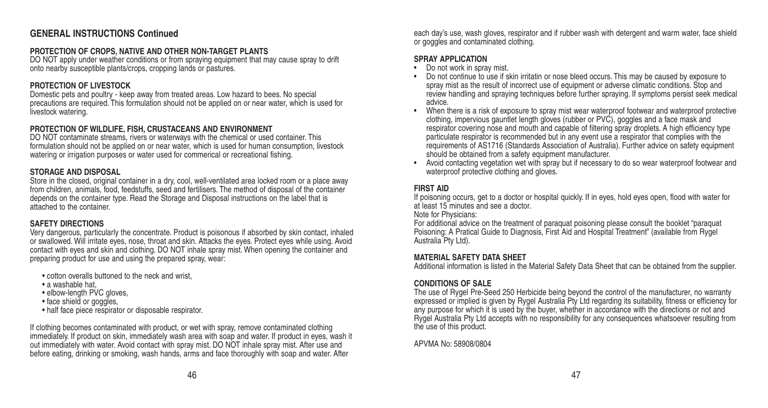## GENERAL INSTRUCTIONS Continued

### PROTECTION OF CROPS, NATIVE AND OTHER NON-TARGET PLANTS

DO NOT apply under weather conditions or from spraying equipment that may cause spray to drift onto nearby susceptible plants/crops, cropping lands or pastures.

### PROTECTION OF LIVESTOCK

Domestic pets and poultry - keep away from treated areas. Low hazard to bees. No special precautions are required. This formulation should not be applied on or near water, which is used for livestock watering.

### PROTECTION OF WILDLIFE, FISH, CRUSTACEANS AND ENVIRONMENT

DO NOT contaminate streams, rivers or waterways with the chemical or used container. This formulation should not be applied on or near water, which is used for human consumption, livestock watering or irrigation purposes or water used for commerical or recreational fishing.

### STORAGE AND DISPOSAL

Store in the closed, original container in a dry, cool, well-ventilated area locked room or a place away from children, animals, food, feedstuffs, seed and fertilisers. The method of disposal of the container depends on the container type. Read the Storage and Disposal instructions on the label that is attached to the container.

### SAFETY DIRECTIONS

Very dangerous, particularly the concentrate. Product is poisonous if absorbed by skin contact, inhaled or swallowed. Will irritate eyes, nose, throat and skin. Attacks the eyes. Protect eyes while using. Avoid contact with eyes and skin and clothing. DO NOT inhale spray mist. When opening the container and preparing product for use and using the prepared spray, wear:

- cotton overalls buttoned to the neck and wrist,
- a washable hat,
- elbow-length PVC gloves,
- face shield or goggles,
- half face piece respirator or disposable respirator.

If clothing becomes contaminated with product, or wet with spray, remove contaminated clothing immediately. If product on skin, immediately wash area with soap and water. If product in eyes, wash it out immediately with water. Avoid contact with spray mist. DO NOT inhale spray mist. After use and before eating, drinking or smoking, wash hands, arms and face thoroughly with soap and water. After each day's use, wash gloves, respirator and if rubber wash with detergent and warm water, face shield or goggles and contaminated clothing.

### SPRAY APPLICATION

- Do not work in spray mist.
- Do not continue to use if skin irritatin or nose bleed occurs. This may be caused by exposure to spray mist as the result of incorrect use of equipment or adverse climatic conditions. Stop and review handling and spraying techniques before further spraying. If symptoms persist seek medical advice.
- When there is a risk of exposure to spray mist wear waterproof footwear and waterproof protective clothing, impervious gauntlet length gloves (rubber or PVC), goggles and a face mask and respirator covering nose and mouth and capable of filtering spray droplets. A high efficiency type particulate respirator is recommended but in any event use a respirator that complies with the requirements of AS1716 (Standards Association of Australia). Further advice on safety equipment should be obtained from a safety equipment manufacturer.
- Avoid contacting vegetation wet with spray but if necessary to do so wear waterproof footwear and waterproof protective clothing and gloves.

### FIRST AID

If poisoning occurs, get to a doctor or hospital quickly. If in eyes, hold eyes open, flood with water for at least 15 minutes and see a doctor.

Note for Physicians:

For additional advice on the treatment of paraquat poisoning please consult the booklet "paraquat Poisoning: A Pratical Guide to Diagnosis, First Aid and Hospital Treatment" (available from Rygel Australia Pty Ltd).

### MATERIAL SAFETY DATA SHEET

Additional information is listed in the Material Safety Data Sheet that can be obtained from the supplier.

### CONDITIONS OF SALE

The use of Rygel Pre-Seed 250 Herbicide being beyond the control of the manufacturer, no warranty expressed or implied is given by Rygel Australia Pty Ltd regarding its suitability, fitness or efficiency for any purpose for which it is used by the buyer, whether in accordance with the directions or not and Rygel Australia Pty Ltd accepts with no responsibility for any consequences whatsoever resulting from the use of this product.

APVMA No: 58908/0804